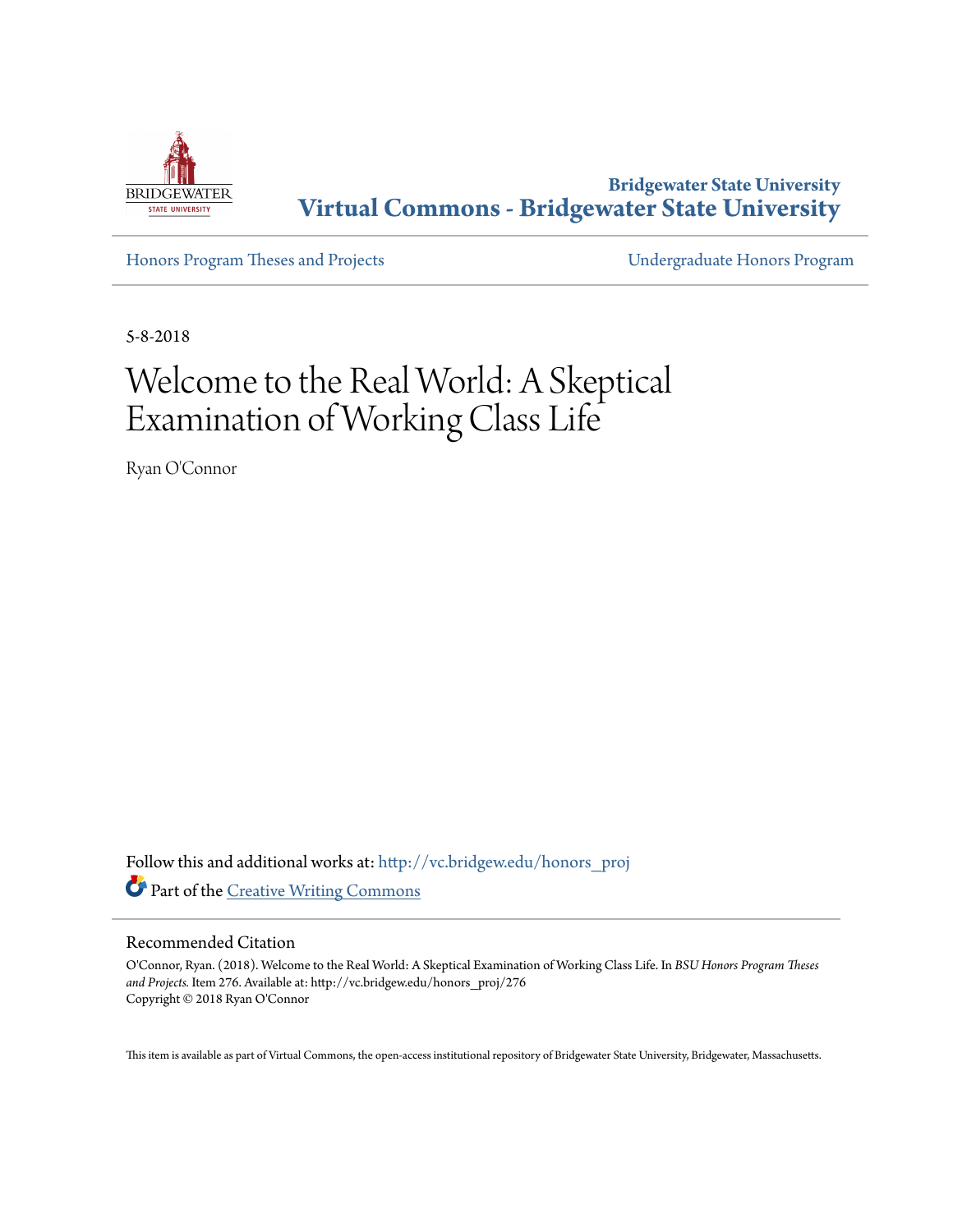Bridgewater State University

# Virtual Commons - Bridgewater State University

Honors Program Theses and Projects

Undergraduate Honors Program

5-8-2018

# Welcome to the Real World: A Skeptical Examination of Working Class Life

Ryan O'Connor

Follow this and additional works at: http://vc.bridgew.edu/honors_proj

Part of the Creative Writing Commons

## Recommended Citation

O'Connor, Ryan. (2018). Welcome to the Real World: A Skeptical Examination of Working Class Life. In *BSU Honors Program Theses and Projects.* Item 276. Available at: http://vc.bridgew.edu/honors_proj/276
Copyright © 2018 Ryan O'Connor

This item is available as part of Virtual Commons, the open-access institutional repository of Bridgewater State University, Bridgewater, Massachusetts.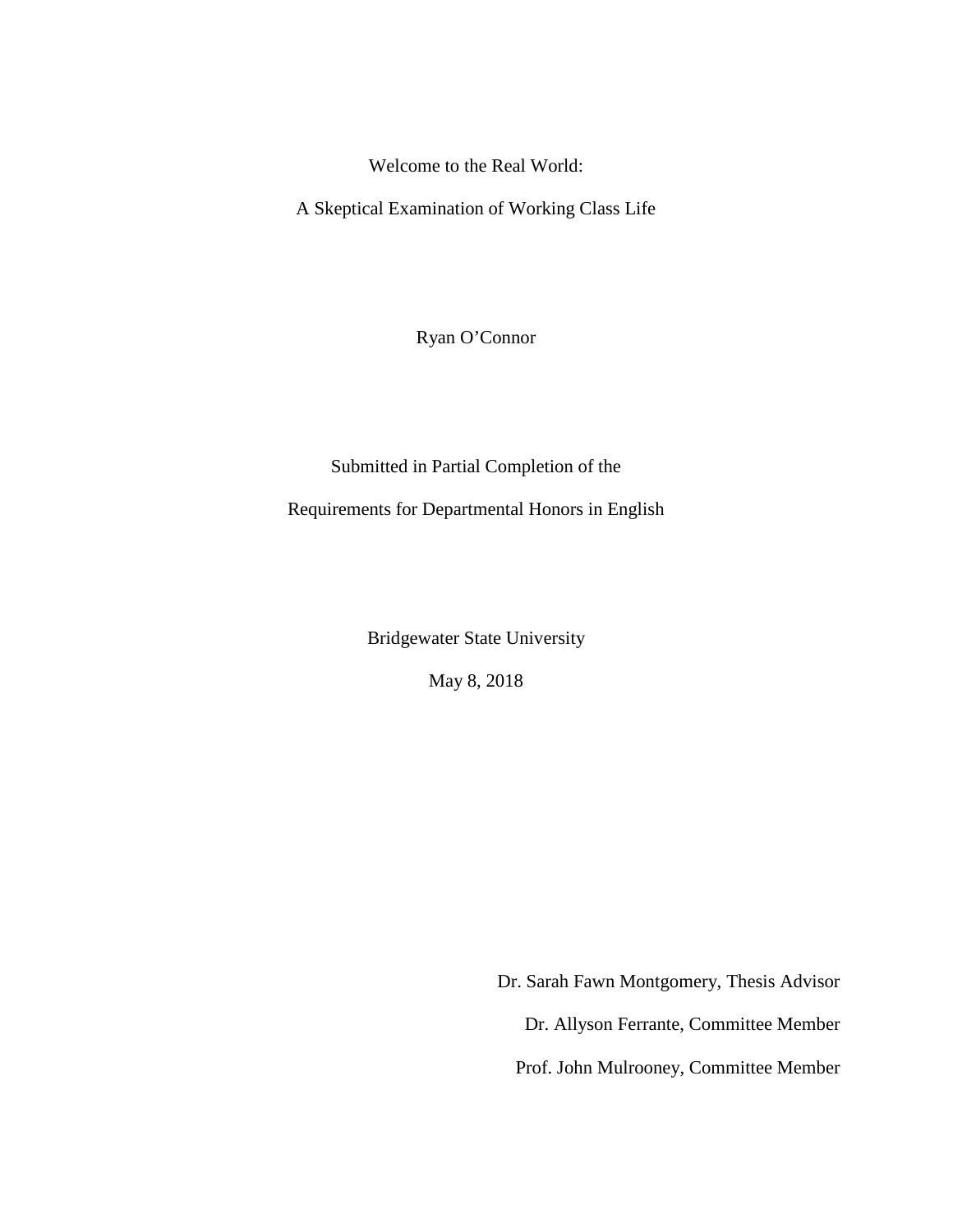# Welcome to the Real World:

## A Skeptical Examination of Working Class Life

Ryan O'Connor

Submitted in Partial Completion of the

Requirements for Departmental Honors in English

Bridgewater State University

May 8, 2018

Dr. Sarah Fawn Montgomery, Thesis Advisor

Dr. Allyson Ferrante, Committee Member

Prof. John Mulrooney, Committee Member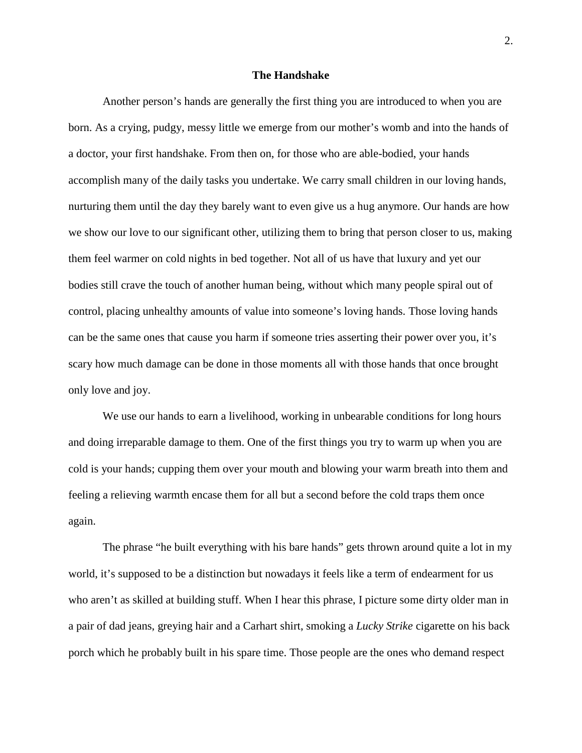**The Handshake**

Another person's hands are generally the first thing you are introduced to when you are born. As a crying, pudgy, messy little we emerge from our mother's womb and into the hands of a doctor, your first handshake. From then on, for those who are able-bodied, your hands accomplish many of the daily tasks you undertake. We carry small children in our loving hands, nurturing them until the day they barely want to even give us a hug anymore. Our hands are how we show our love to our significant other, utilizing them to bring that person closer to us, making them feel warmer on cold nights in bed together. Not all of us have that luxury and yet our bodies still crave the touch of another human being, without which many people spiral out of control, placing unhealthy amounts of value into someone's loving hands. Those loving hands can be the same ones that cause you harm if someone tries asserting their power over you, it's scary how much damage can be done in those moments all with those hands that once brought only love and joy.

We use our hands to earn a livelihood, working in unbearable conditions for long hours and doing irreparable damage to them. One of the first things you try to warm up when you are cold is your hands; cupping them over your mouth and blowing your warm breath into them and feeling a relieving warmth encase them for all but a second before the cold traps them once again.

The phrase "he built everything with his bare hands" gets thrown around quite a lot in my world, it's supposed to be a distinction but nowadays it feels like a term of endearment for us who aren't as skilled at building stuff. When I hear this phrase, I picture some dirty older man in a pair of dad jeans, greying hair and a Carhart shirt, smoking a *Lucky Strike* cigarette on his back porch which he probably built in his spare time. Those people are the ones who demand respect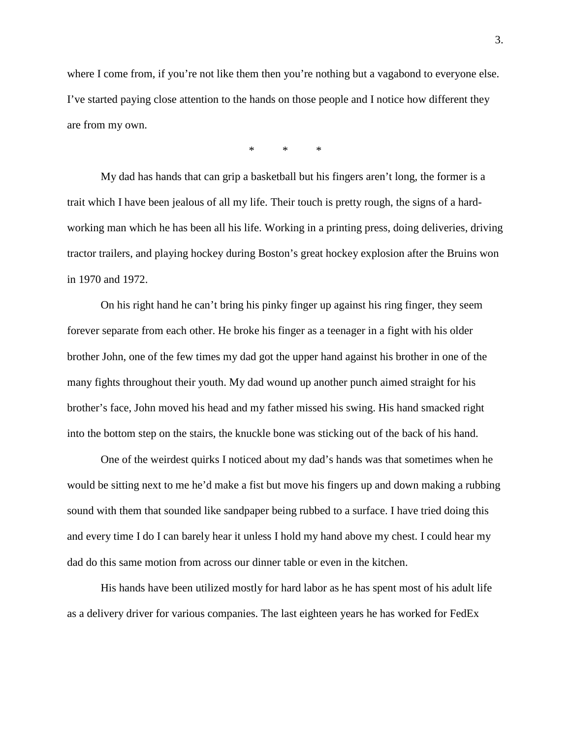where I come from, if you're not like them then you're nothing but a vagabond to everyone else. I've started paying close attention to the hands on those people and I notice how different they are from my own.

\*          \*          \*

My dad has hands that can grip a basketball but his fingers aren't long, the former is a trait which I have been jealous of all my life. Their touch is pretty rough, the signs of a hard-working man which he has been all his life. Working in a printing press, doing deliveries, driving tractor trailers, and playing hockey during Boston's great hockey explosion after the Bruins won in 1970 and 1972.

On his right hand he can't bring his pinky finger up against his ring finger, they seem forever separate from each other. He broke his finger as a teenager in a fight with his older brother John, one of the few times my dad got the upper hand against his brother in one of the many fights throughout their youth. My dad wound up another punch aimed straight for his brother's face, John moved his head and my father missed his swing. His hand smacked right into the bottom step on the stairs, the knuckle bone was sticking out of the back of his hand.

One of the weirdest quirks I noticed about my dad's hands was that sometimes when he would be sitting next to me he'd make a fist but move his fingers up and down making a rubbing sound with them that sounded like sandpaper being rubbed to a surface. I have tried doing this and every time I do I can barely hear it unless I hold my hand above my chest. I could hear my dad do this same motion from across our dinner table or even in the kitchen.

His hands have been utilized mostly for hard labor as he has spent most of his adult life as a delivery driver for various companies. The last eighteen years he has worked for FedEx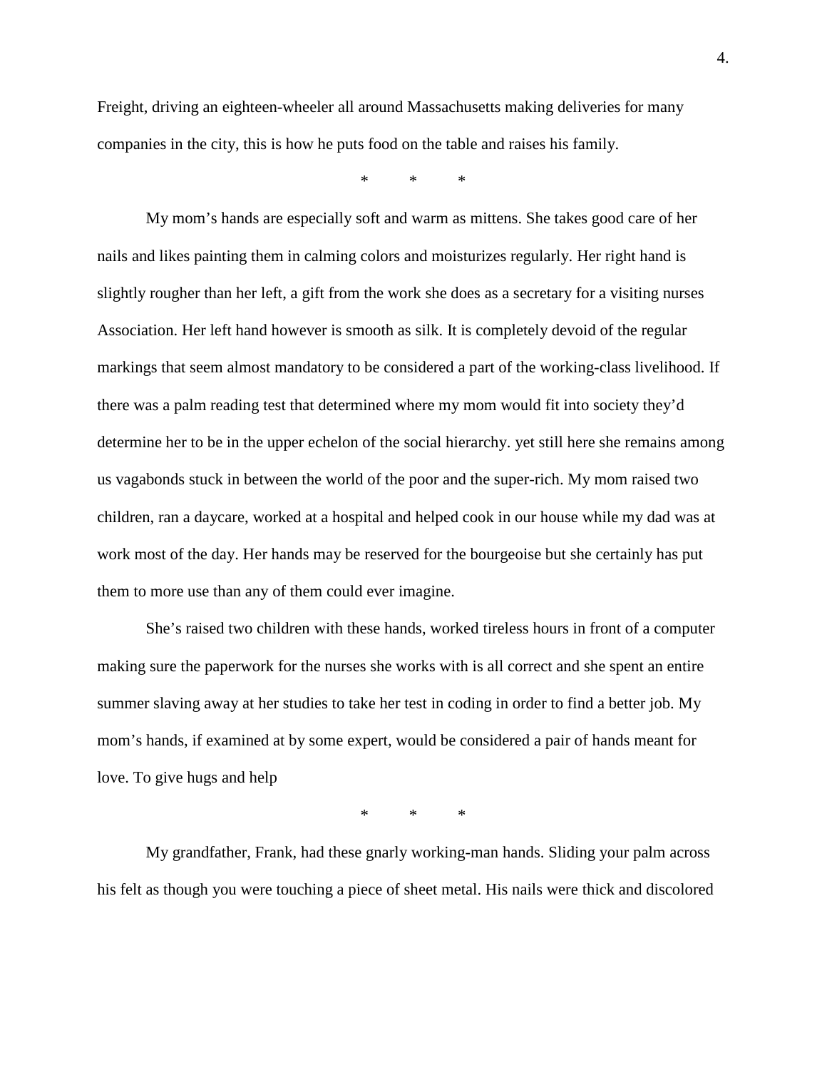Freight, driving an eighteen-wheeler all around Massachusetts making deliveries for many companies in the city, this is how he puts food on the table and raises his family.

\*          \*          \*

My mom's hands are especially soft and warm as mittens. She takes good care of her nails and likes painting them in calming colors and moisturizes regularly. Her right hand is slightly rougher than her left, a gift from the work she does as a secretary for a visiting nurses Association. Her left hand however is smooth as silk. It is completely devoid of the regular markings that seem almost mandatory to be considered a part of the working-class livelihood. If there was a palm reading test that determined where my mom would fit into society they'd determine her to be in the upper echelon of the social hierarchy. yet still here she remains among us vagabonds stuck in between the world of the poor and the super-rich. My mom raised two children, ran a daycare, worked at a hospital and helped cook in our house while my dad was at work most of the day. Her hands may be reserved for the bourgeoise but she certainly has put them to more use than any of them could ever imagine.

She's raised two children with these hands, worked tireless hours in front of a computer making sure the paperwork for the nurses she works with is all correct and she spent an entire summer slaving away at her studies to take her test in coding in order to find a better job. My mom's hands, if examined at by some expert, would be considered a pair of hands meant for love. To give hugs and help

\*          \*          \*

My grandfather, Frank, had these gnarly working-man hands. Sliding your palm across his felt as though you were touching a piece of sheet metal. His nails were thick and discolored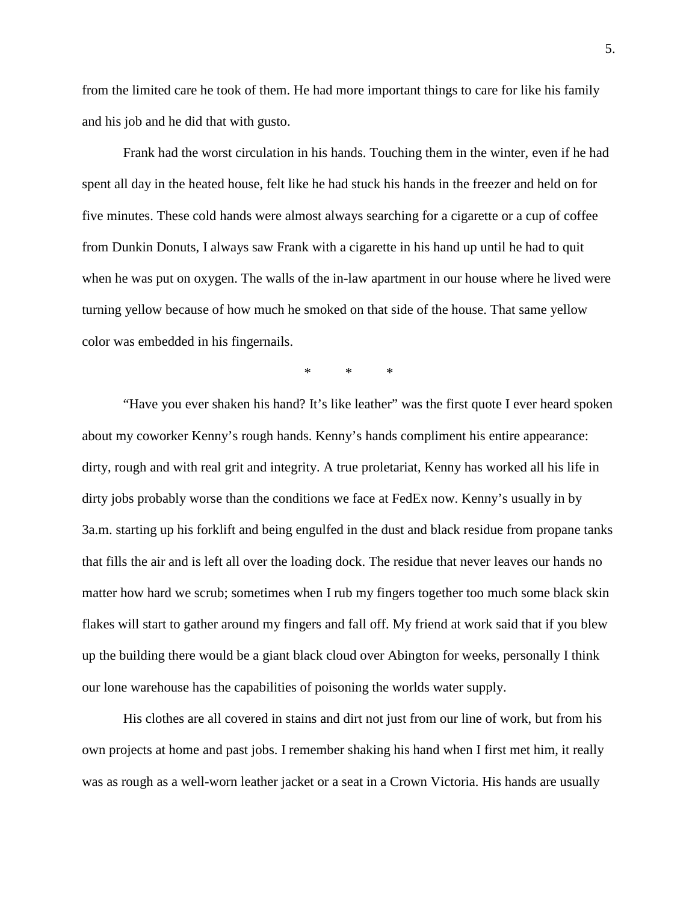from the limited care he took of them. He had more important things to care for like his family and his job and he did that with gusto.

Frank had the worst circulation in his hands. Touching them in the winter, even if he had spent all day in the heated house, felt like he had stuck his hands in the freezer and held on for five minutes. These cold hands were almost always searching for a cigarette or a cup of coffee from Dunkin Donuts, I always saw Frank with a cigarette in his hand up until he had to quit when he was put on oxygen. The walls of the in-law apartment in our house where he lived were turning yellow because of how much he smoked on that side of the house. That same yellow color was embedded in his fingernails.

\*   \*   \*

"Have you ever shaken his hand? It's like leather" was the first quote I ever heard spoken about my coworker Kenny's rough hands. Kenny's hands compliment his entire appearance: dirty, rough and with real grit and integrity. A true proletariat, Kenny has worked all his life in dirty jobs probably worse than the conditions we face at FedEx now. Kenny's usually in by 3a.m. starting up his forklift and being engulfed in the dust and black residue from propane tanks that fills the air and is left all over the loading dock. The residue that never leaves our hands no matter how hard we scrub; sometimes when I rub my fingers together too much some black skin flakes will start to gather around my fingers and fall off. My friend at work said that if you blew up the building there would be a giant black cloud over Abington for weeks, personally I think our lone warehouse has the capabilities of poisoning the worlds water supply.

His clothes are all covered in stains and dirt not just from our line of work, but from his own projects at home and past jobs. I remember shaking his hand when I first met him, it really was as rough as a well-worn leather jacket or a seat in a Crown Victoria. His hands are usually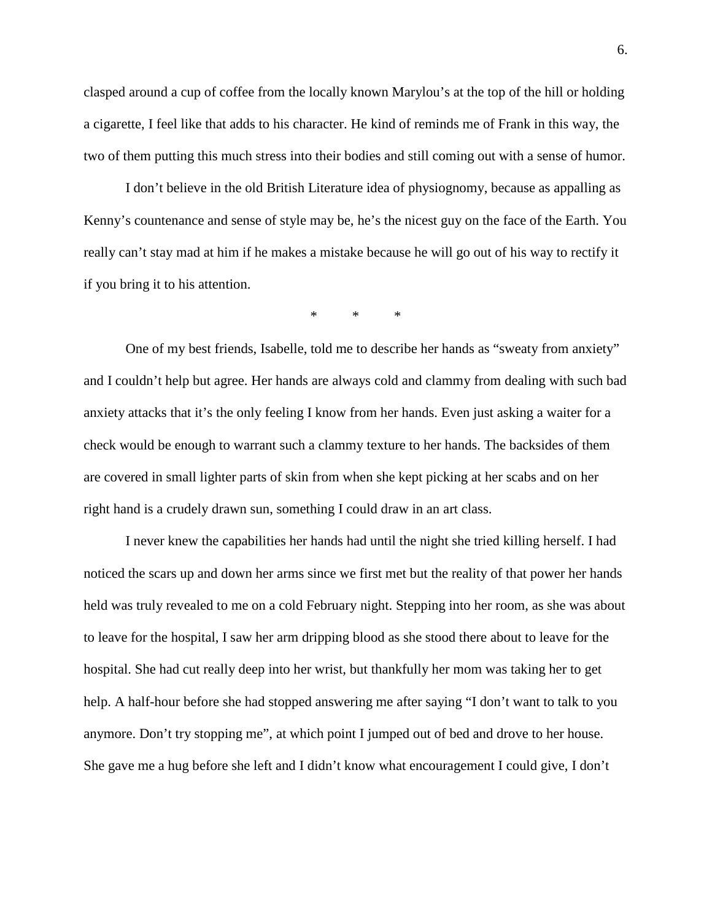clasped around a cup of coffee from the locally known Marylou's at the top of the hill or holding a cigarette, I feel like that adds to his character. He kind of reminds me of Frank in this way, the two of them putting this much stress into their bodies and still coming out with a sense of humor.

I don't believe in the old British Literature idea of physiognomy, because as appalling as Kenny's countenance and sense of style may be, he's the nicest guy on the face of the Earth. You really can't stay mad at him if he makes a mistake because he will go out of his way to rectify it if you bring it to his attention.

\*          \*          \*

One of my best friends, Isabelle, told me to describe her hands as "sweaty from anxiety" and I couldn't help but agree. Her hands are always cold and clammy from dealing with such bad anxiety attacks that it's the only feeling I know from her hands. Even just asking a waiter for a check would be enough to warrant such a clammy texture to her hands. The backsides of them are covered in small lighter parts of skin from when she kept picking at her scabs and on her right hand is a crudely drawn sun, something I could draw in an art class.

I never knew the capabilities her hands had until the night she tried killing herself. I had noticed the scars up and down her arms since we first met but the reality of that power her hands held was truly revealed to me on a cold February night. Stepping into her room, as she was about to leave for the hospital, I saw her arm dripping blood as she stood there about to leave for the hospital. She had cut really deep into her wrist, but thankfully her mom was taking her to get help. A half-hour before she had stopped answering me after saying "I don't want to talk to you anymore. Don't try stopping me", at which point I jumped out of bed and drove to her house. She gave me a hug before she left and I didn't know what encouragement I could give, I don't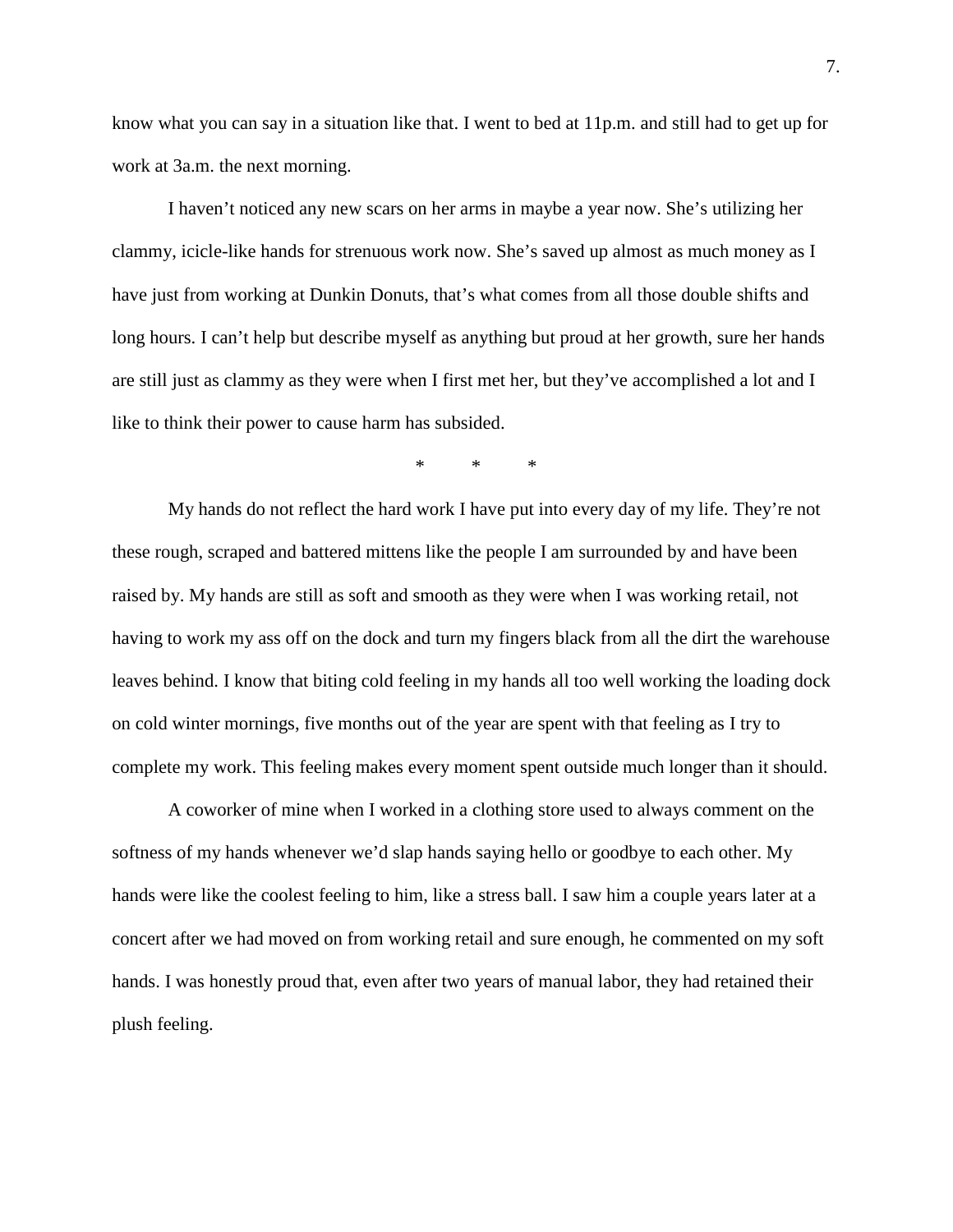know what you can say in a situation like that. I went to bed at 11p.m. and still had to get up for work at 3a.m. the next morning.

I haven't noticed any new scars on her arms in maybe a year now. She's utilizing her clammy, icicle-like hands for strenuous work now. She's saved up almost as much money as I have just from working at Dunkin Donuts, that's what comes from all those double shifts and long hours. I can't help but describe myself as anything but proud at her growth, sure her hands are still just as clammy as they were when I first met her, but they've accomplished a lot and I like to think their power to cause harm has subsided.

\* \* \*

My hands do not reflect the hard work I have put into every day of my life. They're not these rough, scraped and battered mittens like the people I am surrounded by and have been raised by. My hands are still as soft and smooth as they were when I was working retail, not having to work my ass off on the dock and turn my fingers black from all the dirt the warehouse leaves behind. I know that biting cold feeling in my hands all too well working the loading dock on cold winter mornings, five months out of the year are spent with that feeling as I try to complete my work. This feeling makes every moment spent outside much longer than it should.

A coworker of mine when I worked in a clothing store used to always comment on the softness of my hands whenever we'd slap hands saying hello or goodbye to each other. My hands were like the coolest feeling to him, like a stress ball. I saw him a couple years later at a concert after we had moved on from working retail and sure enough, he commented on my soft hands. I was honestly proud that, even after two years of manual labor, they had retained their plush feeling.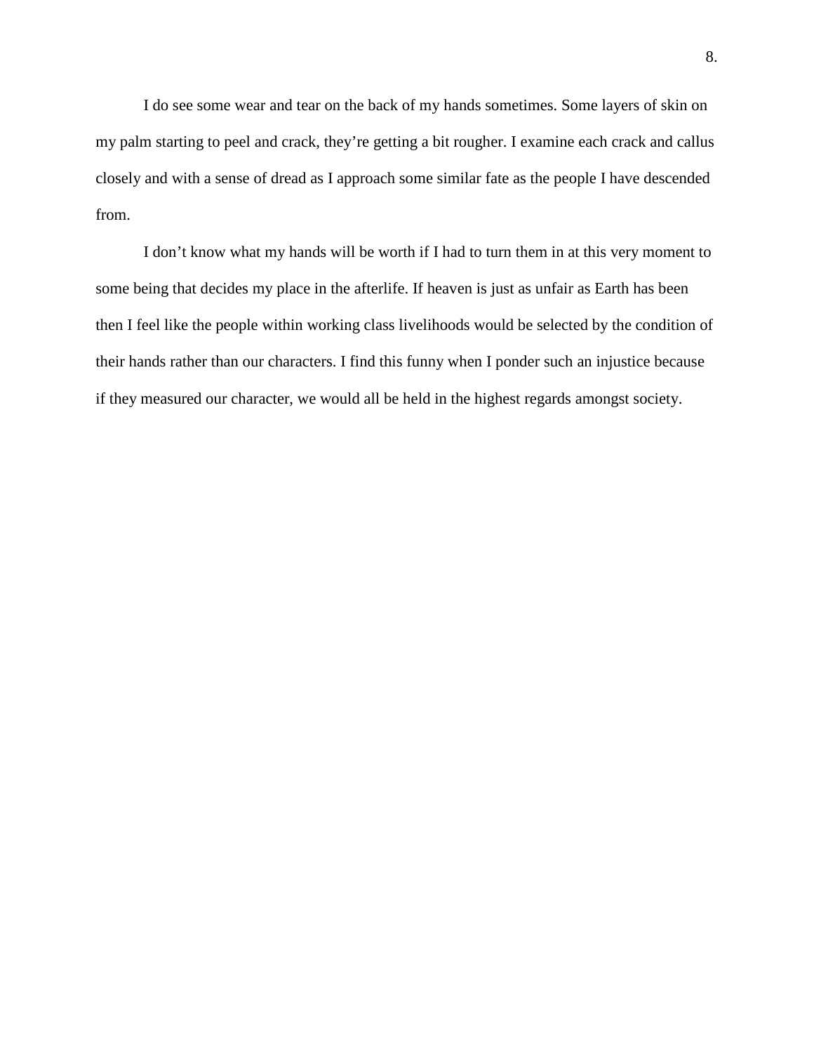I do see some wear and tear on the back of my hands sometimes. Some layers of skin on my palm starting to peel and crack, they're getting a bit rougher. I examine each crack and callus closely and with a sense of dread as I approach some similar fate as the people I have descended from.

I don't know what my hands will be worth if I had to turn them in at this very moment to some being that decides my place in the afterlife. If heaven is just as unfair as Earth has been then I feel like the people within working class livelihoods would be selected by the condition of their hands rather than our characters. I find this funny when I ponder such an injustice because if they measured our character, we would all be held in the highest regards amongst society.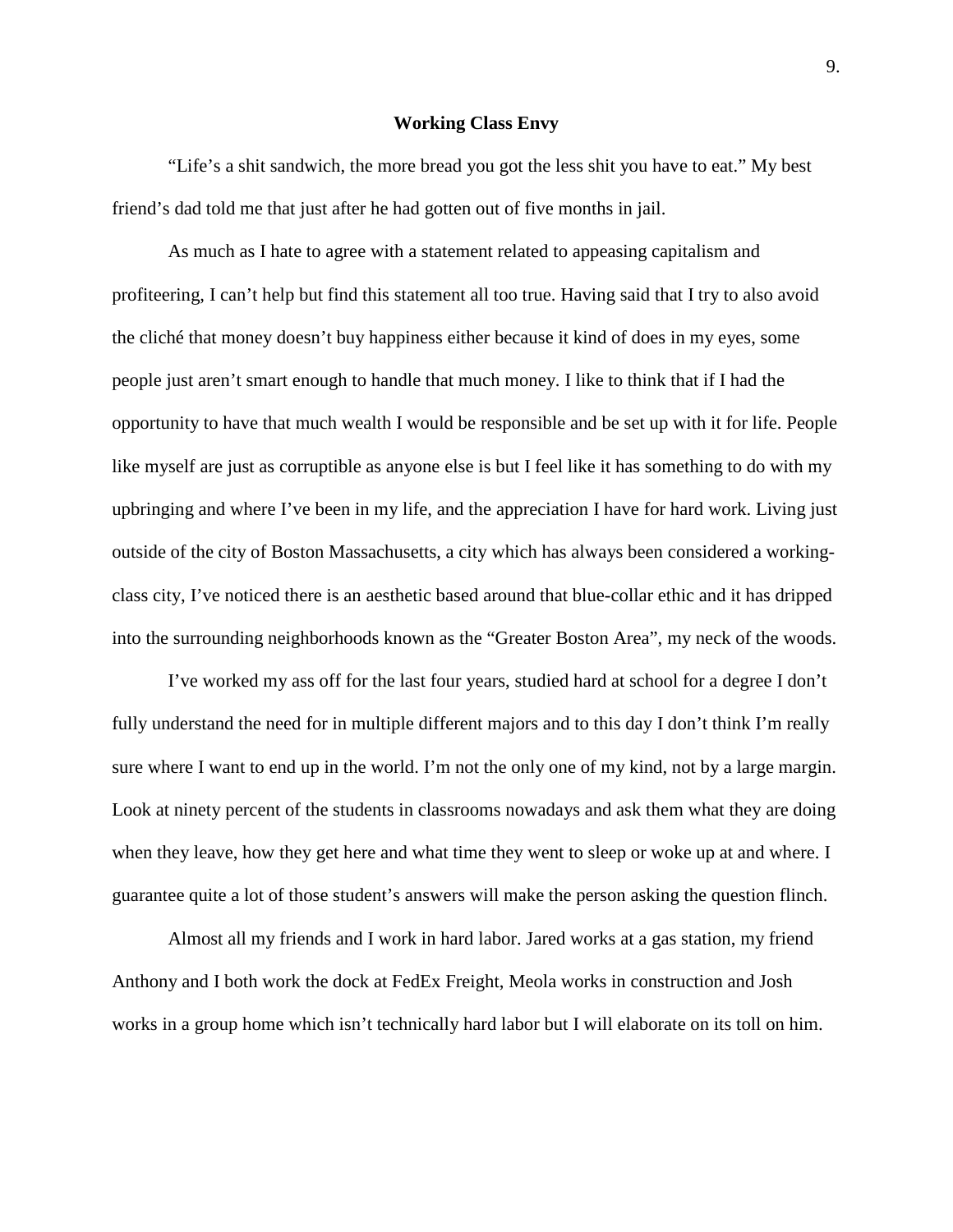# Working Class Envy

"Life's a shit sandwich, the more bread you got the less shit you have to eat." My best friend's dad told me that just after he had gotten out of five months in jail.

As much as I hate to agree with a statement related to appeasing capitalism and profiteering, I can't help but find this statement all too true. Having said that I try to also avoid the cliché that money doesn't buy happiness either because it kind of does in my eyes, some people just aren't smart enough to handle that much money. I like to think that if I had the opportunity to have that much wealth I would be responsible and be set up with it for life. People like myself are just as corruptible as anyone else is but I feel like it has something to do with my upbringing and where I've been in my life, and the appreciation I have for hard work. Living just outside of the city of Boston Massachusetts, a city which has always been considered a working-class city, I've noticed there is an aesthetic based around that blue-collar ethic and it has dripped into the surrounding neighborhoods known as the "Greater Boston Area", my neck of the woods.

I've worked my ass off for the last four years, studied hard at school for a degree I don't fully understand the need for in multiple different majors and to this day I don't think I'm really sure where I want to end up in the world. I'm not the only one of my kind, not by a large margin. Look at ninety percent of the students in classrooms nowadays and ask them what they are doing when they leave, how they get here and what time they went to sleep or woke up at and where. I guarantee quite a lot of those student's answers will make the person asking the question flinch.

Almost all my friends and I work in hard labor. Jared works at a gas station, my friend Anthony and I both work the dock at FedEx Freight, Meola works in construction and Josh works in a group home which isn't technically hard labor but I will elaborate on its toll on him.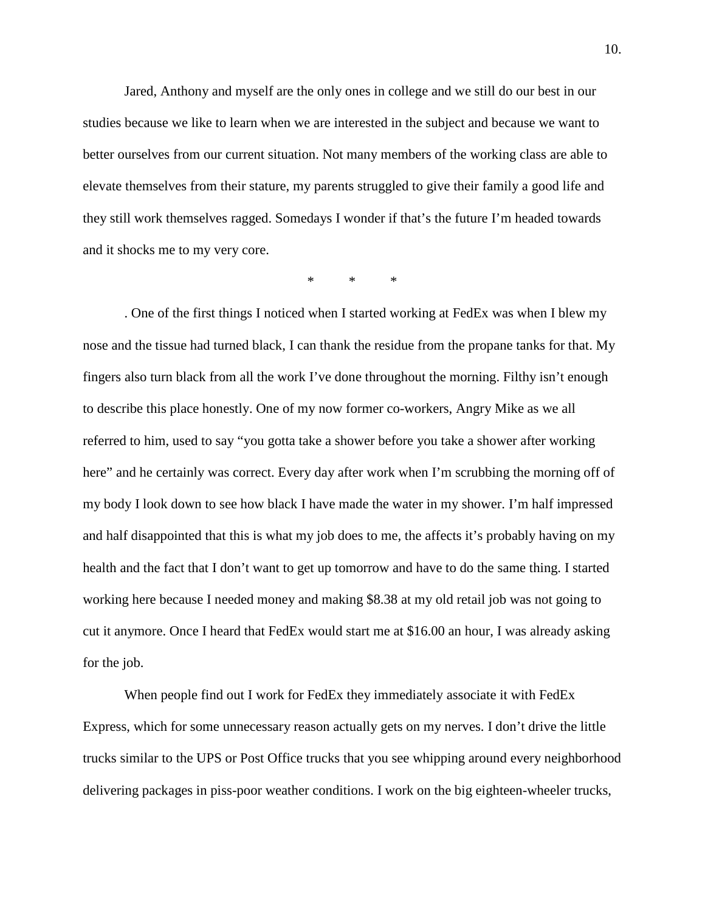Jared, Anthony and myself are the only ones in college and we still do our best in our studies because we like to learn when we are interested in the subject and because we want to better ourselves from our current situation. Not many members of the working class are able to elevate themselves from their stature, my parents struggled to give their family a good life and they still work themselves ragged. Somedays I wonder if that's the future I'm headed towards and it shocks me to my very core.

\* \* \*

. One of the first things I noticed when I started working at FedEx was when I blew my nose and the tissue had turned black, I can thank the residue from the propane tanks for that. My fingers also turn black from all the work I've done throughout the morning. Filthy isn't enough to describe this place honestly. One of my now former co-workers, Angry Mike as we all referred to him, used to say "you gotta take a shower before you take a shower after working here" and he certainly was correct. Every day after work when I'm scrubbing the morning off of my body I look down to see how black I have made the water in my shower. I'm half impressed and half disappointed that this is what my job does to me, the affects it's probably having on my health and the fact that I don't want to get up tomorrow and have to do the same thing. I started working here because I needed money and making $8.38 at my old retail job was not going to cut it anymore. Once I heard that FedEx would start me at $16.00 an hour, I was already asking for the job.

When people find out I work for FedEx they immediately associate it with FedEx Express, which for some unnecessary reason actually gets on my nerves. I don't drive the little trucks similar to the UPS or Post Office trucks that you see whipping around every neighborhood delivering packages in piss-poor weather conditions. I work on the big eighteen-wheeler trucks,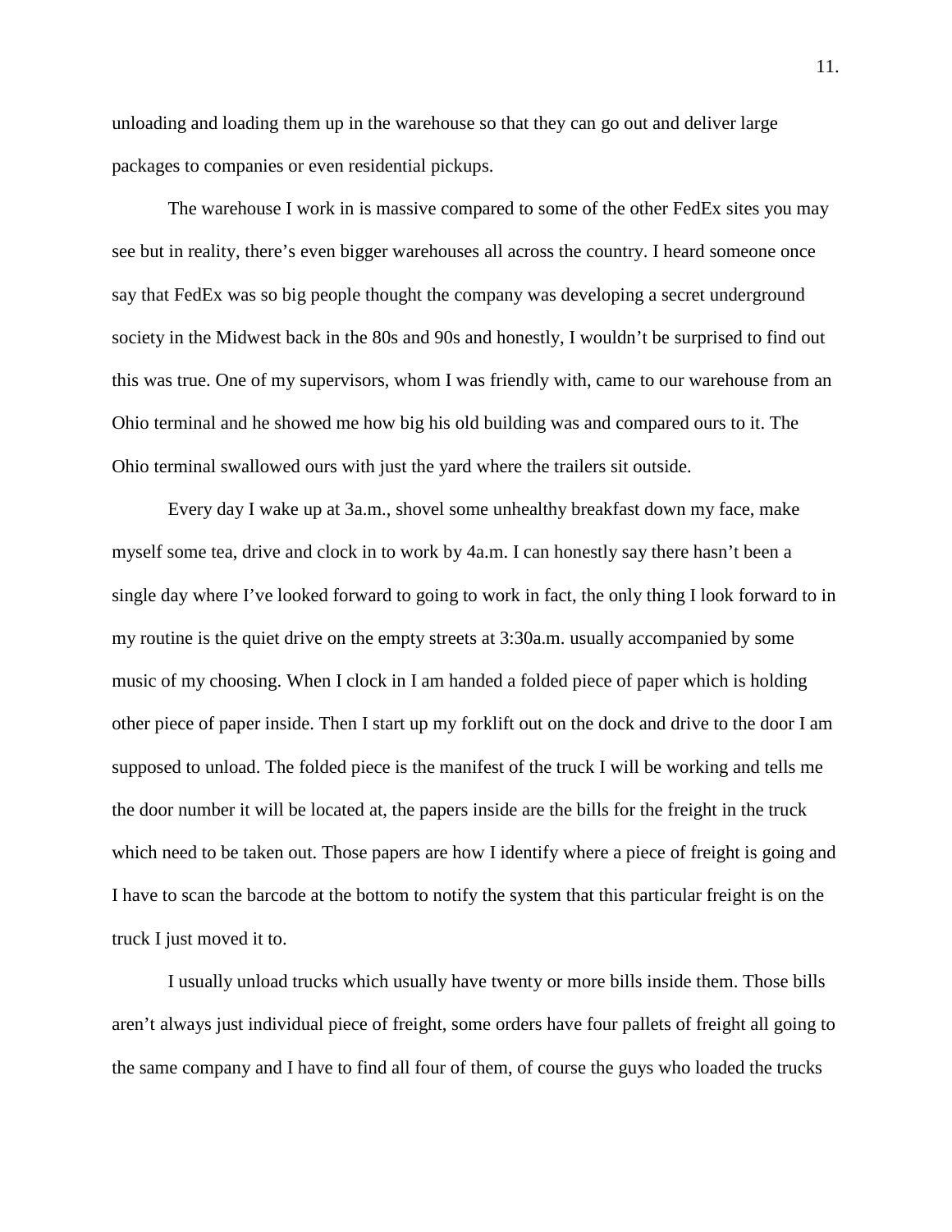unloading and loading them up in the warehouse so that they can go out and deliver large packages to companies or even residential pickups.

The warehouse I work in is massive compared to some of the other FedEx sites you may see but in reality, there's even bigger warehouses all across the country. I heard someone once say that FedEx was so big people thought the company was developing a secret underground society in the Midwest back in the 80s and 90s and honestly, I wouldn't be surprised to find out this was true. One of my supervisors, whom I was friendly with, came to our warehouse from an Ohio terminal and he showed me how big his old building was and compared ours to it. The Ohio terminal swallowed ours with just the yard where the trailers sit outside.

Every day I wake up at 3a.m., shovel some unhealthy breakfast down my face, make myself some tea, drive and clock in to work by 4a.m. I can honestly say there hasn't been a single day where I've looked forward to going to work in fact, the only thing I look forward to in my routine is the quiet drive on the empty streets at 3:30a.m. usually accompanied by some music of my choosing. When I clock in I am handed a folded piece of paper which is holding other piece of paper inside. Then I start up my forklift out on the dock and drive to the door I am supposed to unload. The folded piece is the manifest of the truck I will be working and tells me the door number it will be located at, the papers inside are the bills for the freight in the truck which need to be taken out. Those papers are how I identify where a piece of freight is going and I have to scan the barcode at the bottom to notify the system that this particular freight is on the truck I just moved it to.

I usually unload trucks which usually have twenty or more bills inside them. Those bills aren't always just individual piece of freight, some orders have four pallets of freight all going to the same company and I have to find all four of them, of course the guys who loaded the trucks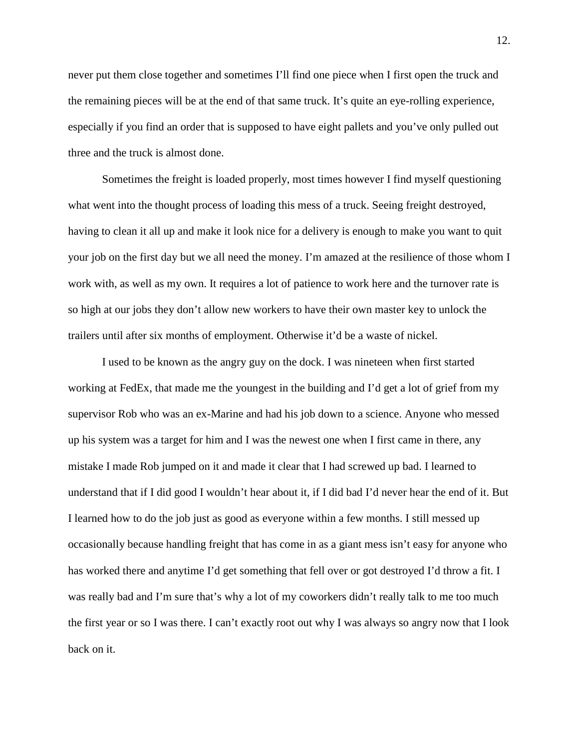never put them close together and sometimes I'll find one piece when I first open the truck and the remaining pieces will be at the end of that same truck. It's quite an eye-rolling experience, especially if you find an order that is supposed to have eight pallets and you've only pulled out three and the truck is almost done.

Sometimes the freight is loaded properly, most times however I find myself questioning what went into the thought process of loading this mess of a truck. Seeing freight destroyed, having to clean it all up and make it look nice for a delivery is enough to make you want to quit your job on the first day but we all need the money. I'm amazed at the resilience of those whom I work with, as well as my own. It requires a lot of patience to work here and the turnover rate is so high at our jobs they don't allow new workers to have their own master key to unlock the trailers until after six months of employment. Otherwise it'd be a waste of nickel.

I used to be known as the angry guy on the dock. I was nineteen when first started working at FedEx, that made me the youngest in the building and I'd get a lot of grief from my supervisor Rob who was an ex-Marine and had his job down to a science. Anyone who messed up his system was a target for him and I was the newest one when I first came in there, any mistake I made Rob jumped on it and made it clear that I had screwed up bad. I learned to understand that if I did good I wouldn't hear about it, if I did bad I'd never hear the end of it. But I learned how to do the job just as good as everyone within a few months. I still messed up occasionally because handling freight that has come in as a giant mess isn't easy for anyone who has worked there and anytime I'd get something that fell over or got destroyed I'd throw a fit. I was really bad and I'm sure that's why a lot of my coworkers didn't really talk to me too much the first year or so I was there. I can't exactly root out why I was always so angry now that I look back on it.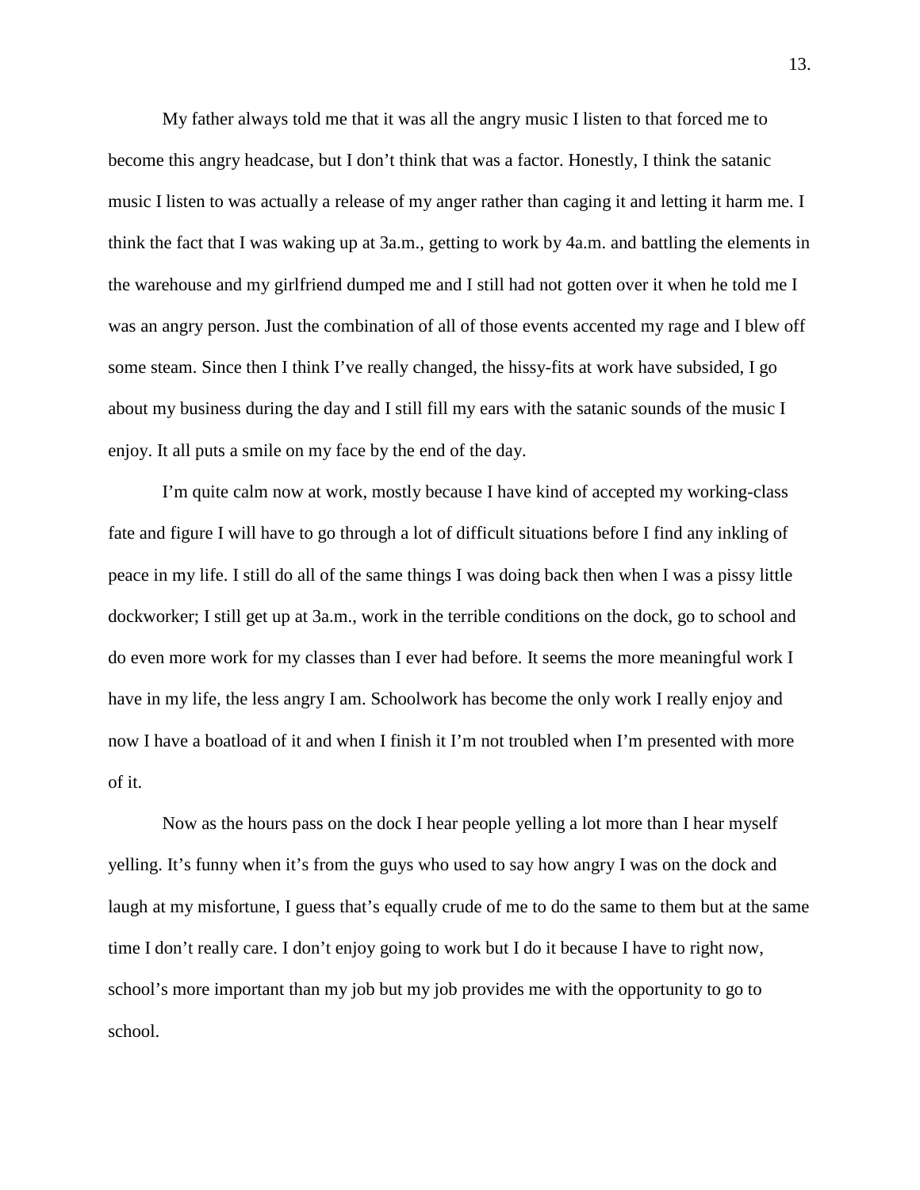My father always told me that it was all the angry music I listen to that forced me to become this angry headcase, but I don't think that was a factor. Honestly, I think the satanic music I listen to was actually a release of my anger rather than caging it and letting it harm me. I think the fact that I was waking up at 3a.m., getting to work by 4a.m. and battling the elements in the warehouse and my girlfriend dumped me and I still had not gotten over it when he told me I was an angry person. Just the combination of all of those events accented my rage and I blew off some steam. Since then I think I've really changed, the hissy-fits at work have subsided, I go about my business during the day and I still fill my ears with the satanic sounds of the music I enjoy. It all puts a smile on my face by the end of the day.

I'm quite calm now at work, mostly because I have kind of accepted my working-class fate and figure I will have to go through a lot of difficult situations before I find any inkling of peace in my life. I still do all of the same things I was doing back then when I was a pissy little dockworker; I still get up at 3a.m., work in the terrible conditions on the dock, go to school and do even more work for my classes than I ever had before. It seems the more meaningful work I have in my life, the less angry I am. Schoolwork has become the only work I really enjoy and now I have a boatload of it and when I finish it I'm not troubled when I'm presented with more of it.

Now as the hours pass on the dock I hear people yelling a lot more than I hear myself yelling. It's funny when it's from the guys who used to say how angry I was on the dock and laugh at my misfortune, I guess that's equally crude of me to do the same to them but at the same time I don't really care. I don't enjoy going to work but I do it because I have to right now, school's more important than my job but my job provides me with the opportunity to go to school.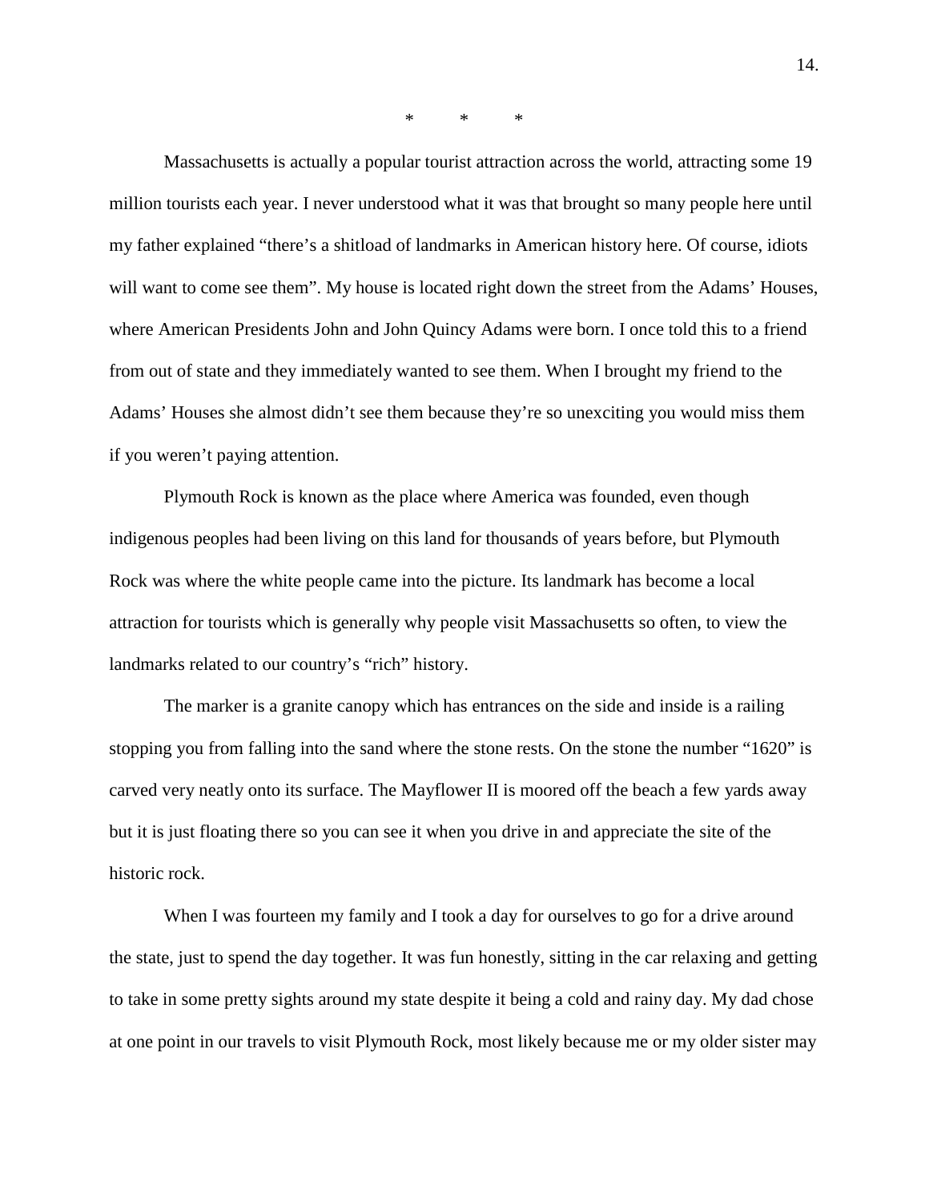\*          \*          \*

Massachusetts is actually a popular tourist attraction across the world, attracting some 19 million tourists each year. I never understood what it was that brought so many people here until my father explained “there’s a shitload of landmarks in American history here. Of course, idiots will want to come see them”. My house is located right down the street from the Adams’ Houses, where American Presidents John and John Quincy Adams were born. I once told this to a friend from out of state and they immediately wanted to see them. When I brought my friend to the Adams’ Houses she almost didn’t see them because they’re so unexciting you would miss them if you weren’t paying attention.

Plymouth Rock is known as the place where America was founded, even though indigenous peoples had been living on this land for thousands of years before, but Plymouth Rock was where the white people came into the picture. Its landmark has become a local attraction for tourists which is generally why people visit Massachusetts so often, to view the landmarks related to our country’s “rich” history.

The marker is a granite canopy which has entrances on the side and inside is a railing stopping you from falling into the sand where the stone rests. On the stone the number “1620” is carved very neatly onto its surface. The Mayflower II is moored off the beach a few yards away but it is just floating there so you can see it when you drive in and appreciate the site of the historic rock.

When I was fourteen my family and I took a day for ourselves to go for a drive around the state, just to spend the day together. It was fun honestly, sitting in the car relaxing and getting to take in some pretty sights around my state despite it being a cold and rainy day. My dad chose at one point in our travels to visit Plymouth Rock, most likely because me or my older sister may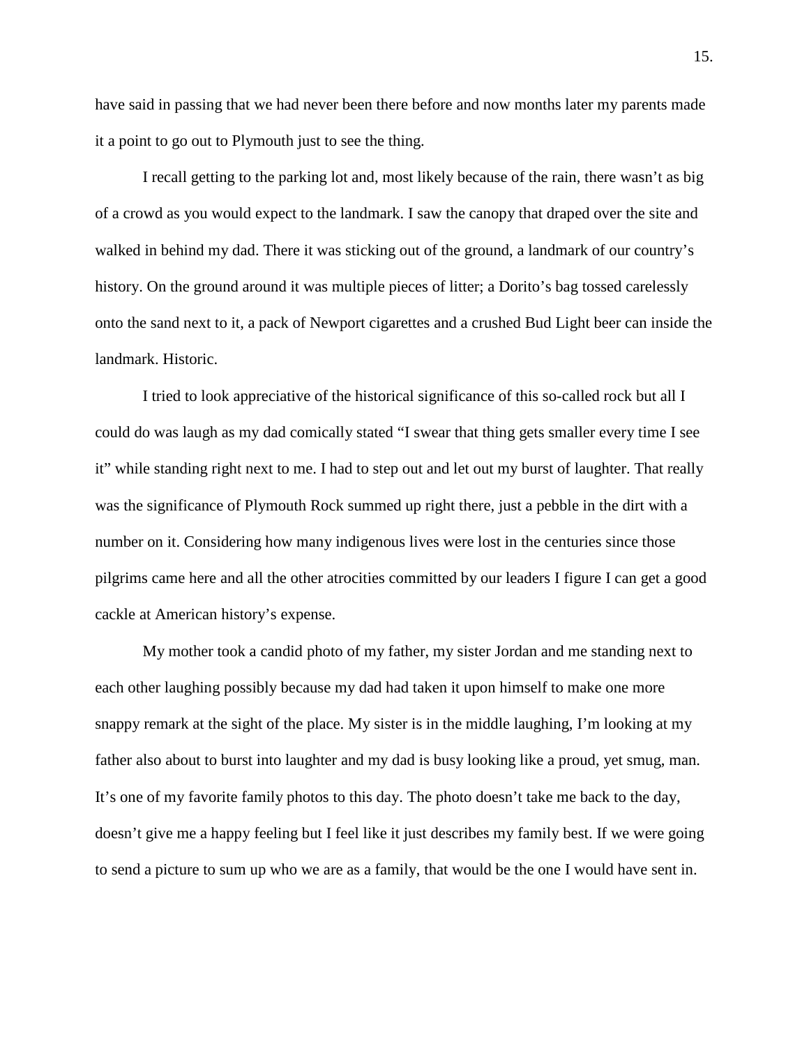have said in passing that we had never been there before and now months later my parents made it a point to go out to Plymouth just to see the thing.

I recall getting to the parking lot and, most likely because of the rain, there wasn't as big of a crowd as you would expect to the landmark. I saw the canopy that draped over the site and walked in behind my dad. There it was sticking out of the ground, a landmark of our country's history. On the ground around it was multiple pieces of litter; a Dorito's bag tossed carelessly onto the sand next to it, a pack of Newport cigarettes and a crushed Bud Light beer can inside the landmark. Historic.

I tried to look appreciative of the historical significance of this so-called rock but all I could do was laugh as my dad comically stated "I swear that thing gets smaller every time I see it" while standing right next to me. I had to step out and let out my burst of laughter. That really was the significance of Plymouth Rock summed up right there, just a pebble in the dirt with a number on it. Considering how many indigenous lives were lost in the centuries since those pilgrims came here and all the other atrocities committed by our leaders I figure I can get a good cackle at American history's expense.

My mother took a candid photo of my father, my sister Jordan and me standing next to each other laughing possibly because my dad had taken it upon himself to make one more snappy remark at the sight of the place. My sister is in the middle laughing, I'm looking at my father also about to burst into laughter and my dad is busy looking like a proud, yet smug, man. It's one of my favorite family photos to this day. The photo doesn't take me back to the day, doesn't give me a happy feeling but I feel like it just describes my family best. If we were going to send a picture to sum up who we are as a family, that would be the one I would have sent in.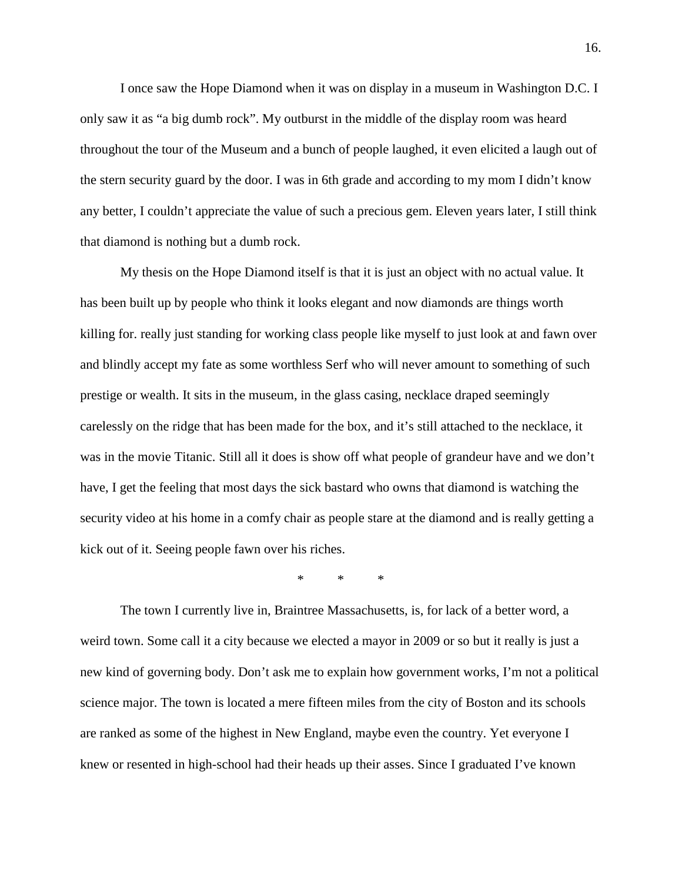I once saw the Hope Diamond when it was on display in a museum in Washington D.C. I only saw it as "a big dumb rock". My outburst in the middle of the display room was heard throughout the tour of the Museum and a bunch of people laughed, it even elicited a laugh out of the stern security guard by the door. I was in 6th grade and according to my mom I didn't know any better, I couldn't appreciate the value of such a precious gem. Eleven years later, I still think that diamond is nothing but a dumb rock.

My thesis on the Hope Diamond itself is that it is just an object with no actual value. It has been built up by people who think it looks elegant and now diamonds are things worth killing for. really just standing for working class people like myself to just look at and fawn over and blindly accept my fate as some worthless Serf who will never amount to something of such prestige or wealth. It sits in the museum, in the glass casing, necklace draped seemingly carelessly on the ridge that has been made for the box, and it's still attached to the necklace, it was in the movie Titanic. Still all it does is show off what people of grandeur have and we don't have, I get the feeling that most days the sick bastard who owns that diamond is watching the security video at his home in a comfy chair as people stare at the diamond and is really getting a kick out of it. Seeing people fawn over his riches.

\*         \*         \*

The town I currently live in, Braintree Massachusetts, is, for lack of a better word, a weird town. Some call it a city because we elected a mayor in 2009 or so but it really is just a new kind of governing body. Don't ask me to explain how government works, I'm not a political science major. The town is located a mere fifteen miles from the city of Boston and its schools are ranked as some of the highest in New England, maybe even the country. Yet everyone I knew or resented in high-school had their heads up their asses. Since I graduated I've known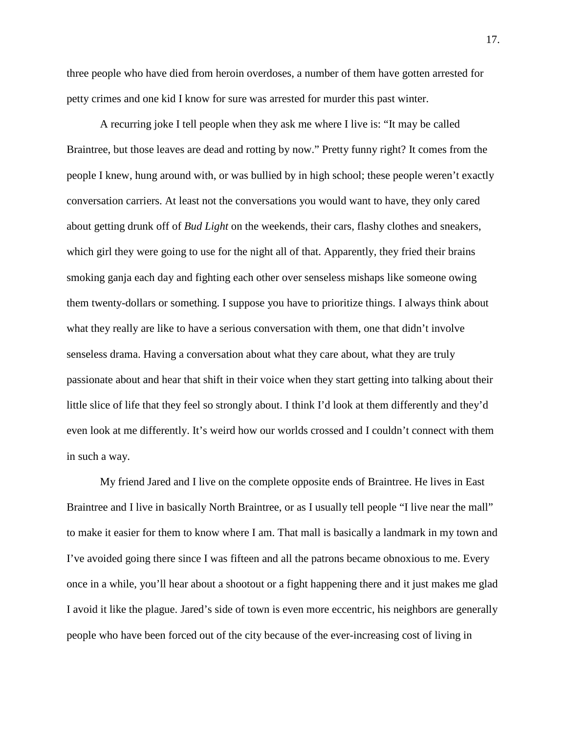three people who have died from heroin overdoses, a number of them have gotten arrested for petty crimes and one kid I know for sure was arrested for murder this past winter.

A recurring joke I tell people when they ask me where I live is: "It may be called Braintree, but those leaves are dead and rotting by now." Pretty funny right? It comes from the people I knew, hung around with, or was bullied by in high school; these people weren't exactly conversation carriers. At least not the conversations you would want to have, they only cared about getting drunk off of *Bud Light* on the weekends, their cars, flashy clothes and sneakers, which girl they were going to use for the night all of that. Apparently, they fried their brains smoking ganja each day and fighting each other over senseless mishaps like someone owing them twenty-dollars or something. I suppose you have to prioritize things. I always think about what they really are like to have a serious conversation with them, one that didn't involve senseless drama. Having a conversation about what they care about, what they are truly passionate about and hear that shift in their voice when they start getting into talking about their little slice of life that they feel so strongly about. I think I'd look at them differently and they'd even look at me differently. It's weird how our worlds crossed and I couldn't connect with them in such a way.

My friend Jared and I live on the complete opposite ends of Braintree. He lives in East Braintree and I live in basically North Braintree, or as I usually tell people "I live near the mall" to make it easier for them to know where I am. That mall is basically a landmark in my town and I've avoided going there since I was fifteen and all the patrons became obnoxious to me. Every once in a while, you'll hear about a shootout or a fight happening there and it just makes me glad I avoid it like the plague. Jared's side of town is even more eccentric, his neighbors are generally people who have been forced out of the city because of the ever-increasing cost of living in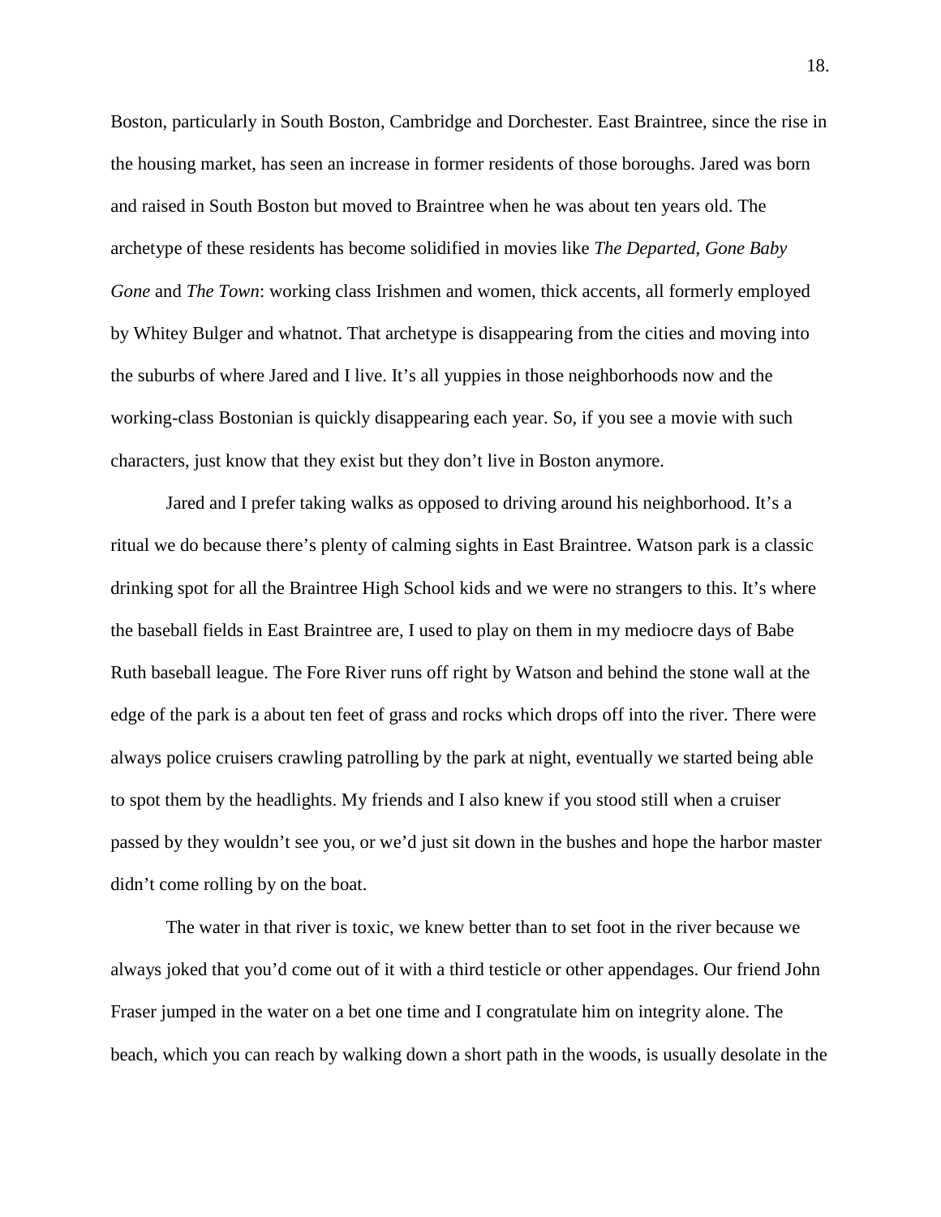Boston, particularly in South Boston, Cambridge and Dorchester. East Braintree, since the rise in the housing market, has seen an increase in former residents of those boroughs. Jared was born and raised in South Boston but moved to Braintree when he was about ten years old. The archetype of these residents has become solidified in movies like *The Departed*, *Gone Baby Gone* and *The Town*: working class Irishmen and women, thick accents, all formerly employed by Whitey Bulger and whatnot. That archetype is disappearing from the cities and moving into the suburbs of where Jared and I live. It's all yuppies in those neighborhoods now and the working-class Bostonian is quickly disappearing each year. So, if you see a movie with such characters, just know that they exist but they don't live in Boston anymore.

Jared and I prefer taking walks as opposed to driving around his neighborhood. It's a ritual we do because there's plenty of calming sights in East Braintree. Watson park is a classic drinking spot for all the Braintree High School kids and we were no strangers to this. It's where the baseball fields in East Braintree are, I used to play on them in my mediocre days of Babe Ruth baseball league. The Fore River runs off right by Watson and behind the stone wall at the edge of the park is a about ten feet of grass and rocks which drops off into the river. There were always police cruisers crawling patrolling by the park at night, eventually we started being able to spot them by the headlights. My friends and I also knew if you stood still when a cruiser passed by they wouldn't see you, or we'd just sit down in the bushes and hope the harbor master didn't come rolling by on the boat.

The water in that river is toxic, we knew better than to set foot in the river because we always joked that you'd come out of it with a third testicle or other appendages. Our friend John Fraser jumped in the water on a bet one time and I congratulate him on integrity alone. The beach, which you can reach by walking down a short path in the woods, is usually desolate in the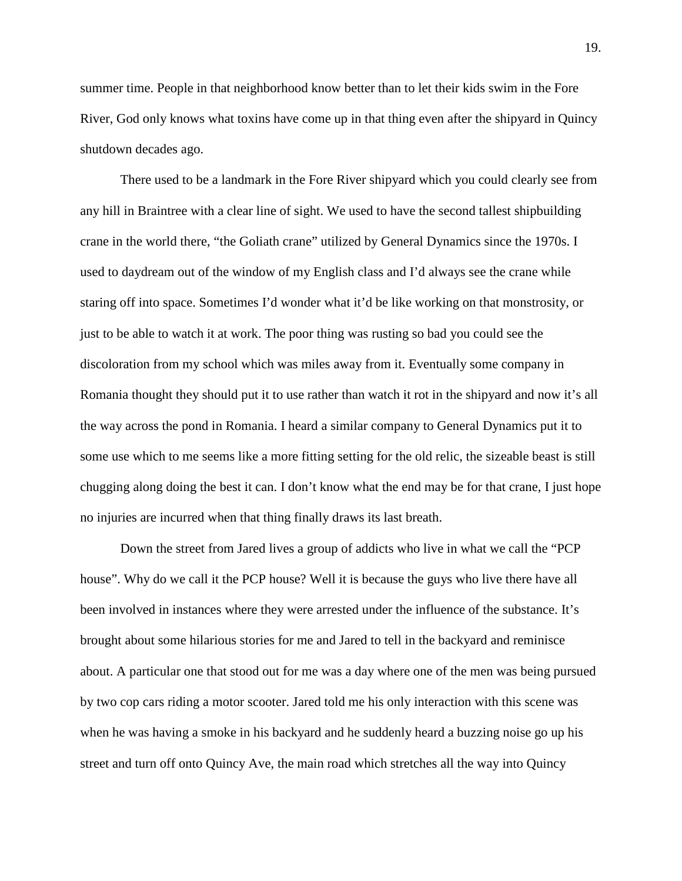summer time. People in that neighborhood know better than to let their kids swim in the Fore River, God only knows what toxins have come up in that thing even after the shipyard in Quincy shutdown decades ago.

There used to be a landmark in the Fore River shipyard which you could clearly see from any hill in Braintree with a clear line of sight. We used to have the second tallest shipbuilding crane in the world there, "the Goliath crane" utilized by General Dynamics since the 1970s. I used to daydream out of the window of my English class and I'd always see the crane while staring off into space. Sometimes I'd wonder what it'd be like working on that monstrosity, or just to be able to watch it at work. The poor thing was rusting so bad you could see the discoloration from my school which was miles away from it. Eventually some company in Romania thought they should put it to use rather than watch it rot in the shipyard and now it's all the way across the pond in Romania. I heard a similar company to General Dynamics put it to some use which to me seems like a more fitting setting for the old relic, the sizeable beast is still chugging along doing the best it can. I don't know what the end may be for that crane, I just hope no injuries are incurred when that thing finally draws its last breath.

Down the street from Jared lives a group of addicts who live in what we call the "PCP house". Why do we call it the PCP house? Well it is because the guys who live there have all been involved in instances where they were arrested under the influence of the substance. It's brought about some hilarious stories for me and Jared to tell in the backyard and reminisce about. A particular one that stood out for me was a day where one of the men was being pursued by two cop cars riding a motor scooter. Jared told me his only interaction with this scene was when he was having a smoke in his backyard and he suddenly heard a buzzing noise go up his street and turn off onto Quincy Ave, the main road which stretches all the way into Quincy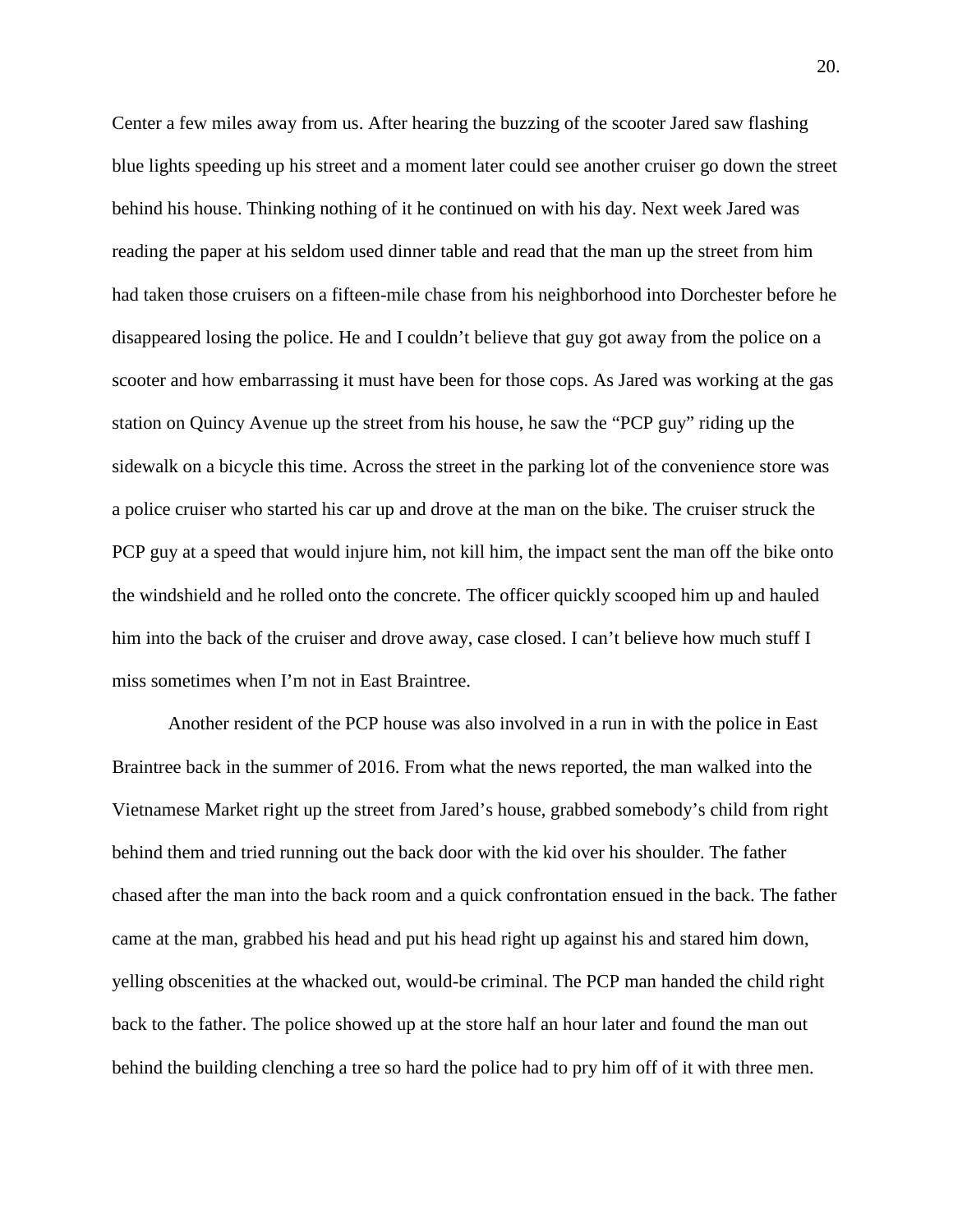Center a few miles away from us. After hearing the buzzing of the scooter Jared saw flashing blue lights speeding up his street and a moment later could see another cruiser go down the street behind his house. Thinking nothing of it he continued on with his day. Next week Jared was reading the paper at his seldom used dinner table and read that the man up the street from him had taken those cruisers on a fifteen-mile chase from his neighborhood into Dorchester before he disappeared losing the police. He and I couldn't believe that guy got away from the police on a scooter and how embarrassing it must have been for those cops. As Jared was working at the gas station on Quincy Avenue up the street from his house, he saw the "PCP guy" riding up the sidewalk on a bicycle this time. Across the street in the parking lot of the convenience store was a police cruiser who started his car up and drove at the man on the bike. The cruiser struck the PCP guy at a speed that would injure him, not kill him, the impact sent the man off the bike onto the windshield and he rolled onto the concrete. The officer quickly scooped him up and hauled him into the back of the cruiser and drove away, case closed. I can't believe how much stuff I miss sometimes when I'm not in East Braintree.

Another resident of the PCP house was also involved in a run in with the police in East Braintree back in the summer of 2016. From what the news reported, the man walked into the Vietnamese Market right up the street from Jared's house, grabbed somebody's child from right behind them and tried running out the back door with the kid over his shoulder. The father chased after the man into the back room and a quick confrontation ensued in the back. The father came at the man, grabbed his head and put his head right up against his and stared him down, yelling obscenities at the whacked out, would-be criminal. The PCP man handed the child right back to the father. The police showed up at the store half an hour later and found the man out behind the building clenching a tree so hard the police had to pry him off of it with three men.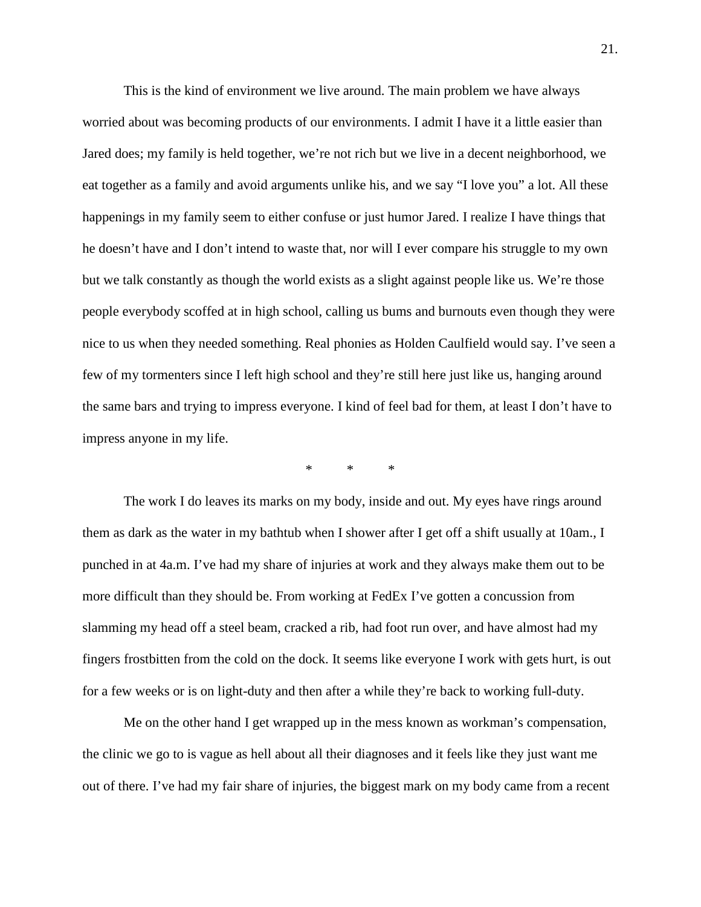This is the kind of environment we live around. The main problem we have always worried about was becoming products of our environments. I admit I have it a little easier than Jared does; my family is held together, we're not rich but we live in a decent neighborhood, we eat together as a family and avoid arguments unlike his, and we say "I love you" a lot. All these happenings in my family seem to either confuse or just humor Jared. I realize I have things that he doesn't have and I don't intend to waste that, nor will I ever compare his struggle to my own but we talk constantly as though the world exists as a slight against people like us. We're those people everybody scoffed at in high school, calling us bums and burnouts even though they were nice to us when they needed something. Real phonies as Holden Caulfield would say. I've seen a few of my tormenters since I left high school and they're still here just like us, hanging around the same bars and trying to impress everyone. I kind of feel bad for them, at least I don't have to impress anyone in my life.

\*       \*       \*

The work I do leaves its marks on my body, inside and out. My eyes have rings around them as dark as the water in my bathtub when I shower after I get off a shift usually at 10am., I punched in at 4a.m. I've had my share of injuries at work and they always make them out to be more difficult than they should be. From working at FedEx I've gotten a concussion from slamming my head off a steel beam, cracked a rib, had foot run over, and have almost had my fingers frostbitten from the cold on the dock. It seems like everyone I work with gets hurt, is out for a few weeks or is on light-duty and then after a while they're back to working full-duty.

Me on the other hand I get wrapped up in the mess known as workman's compensation, the clinic we go to is vague as hell about all their diagnoses and it feels like they just want me out of there. I've had my fair share of injuries, the biggest mark on my body came from a recent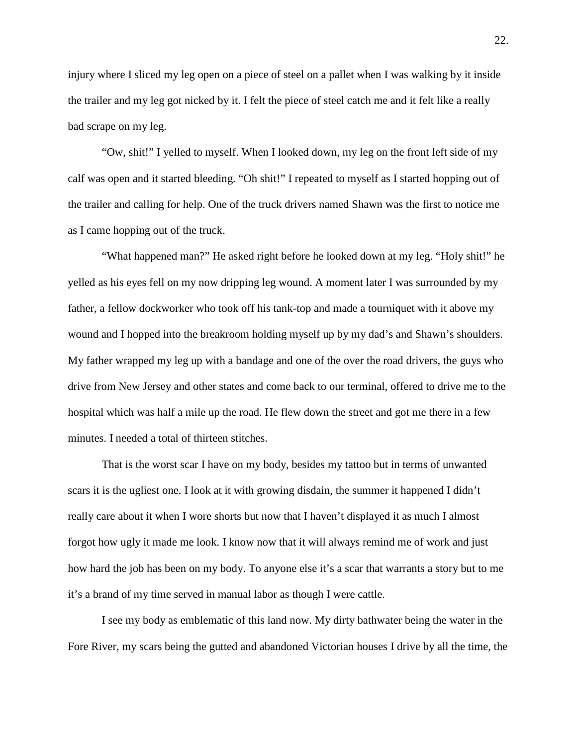injury where I sliced my leg open on a piece of steel on a pallet when I was walking by it inside the trailer and my leg got nicked by it. I felt the piece of steel catch me and it felt like a really bad scrape on my leg.

"Ow, shit!" I yelled to myself. When I looked down, my leg on the front left side of my calf was open and it started bleeding. "Oh shit!" I repeated to myself as I started hopping out of the trailer and calling for help. One of the truck drivers named Shawn was the first to notice me as I came hopping out of the truck.

"What happened man?" He asked right before he looked down at my leg. "Holy shit!" he yelled as his eyes fell on my now dripping leg wound. A moment later I was surrounded by my father, a fellow dockworker who took off his tank-top and made a tourniquet with it above my wound and I hopped into the breakroom holding myself up by my dad's and Shawn's shoulders. My father wrapped my leg up with a bandage and one of the over the road drivers, the guys who drive from New Jersey and other states and come back to our terminal, offered to drive me to the hospital which was half a mile up the road. He flew down the street and got me there in a few minutes. I needed a total of thirteen stitches.

That is the worst scar I have on my body, besides my tattoo but in terms of unwanted scars it is the ugliest one. I look at it with growing disdain, the summer it happened I didn't really care about it when I wore shorts but now that I haven't displayed it as much I almost forgot how ugly it made me look. I know now that it will always remind me of work and just how hard the job has been on my body. To anyone else it's a scar that warrants a story but to me it's a brand of my time served in manual labor as though I were cattle.

I see my body as emblematic of this land now. My dirty bathwater being the water in the Fore River, my scars being the gutted and abandoned Victorian houses I drive by all the time, the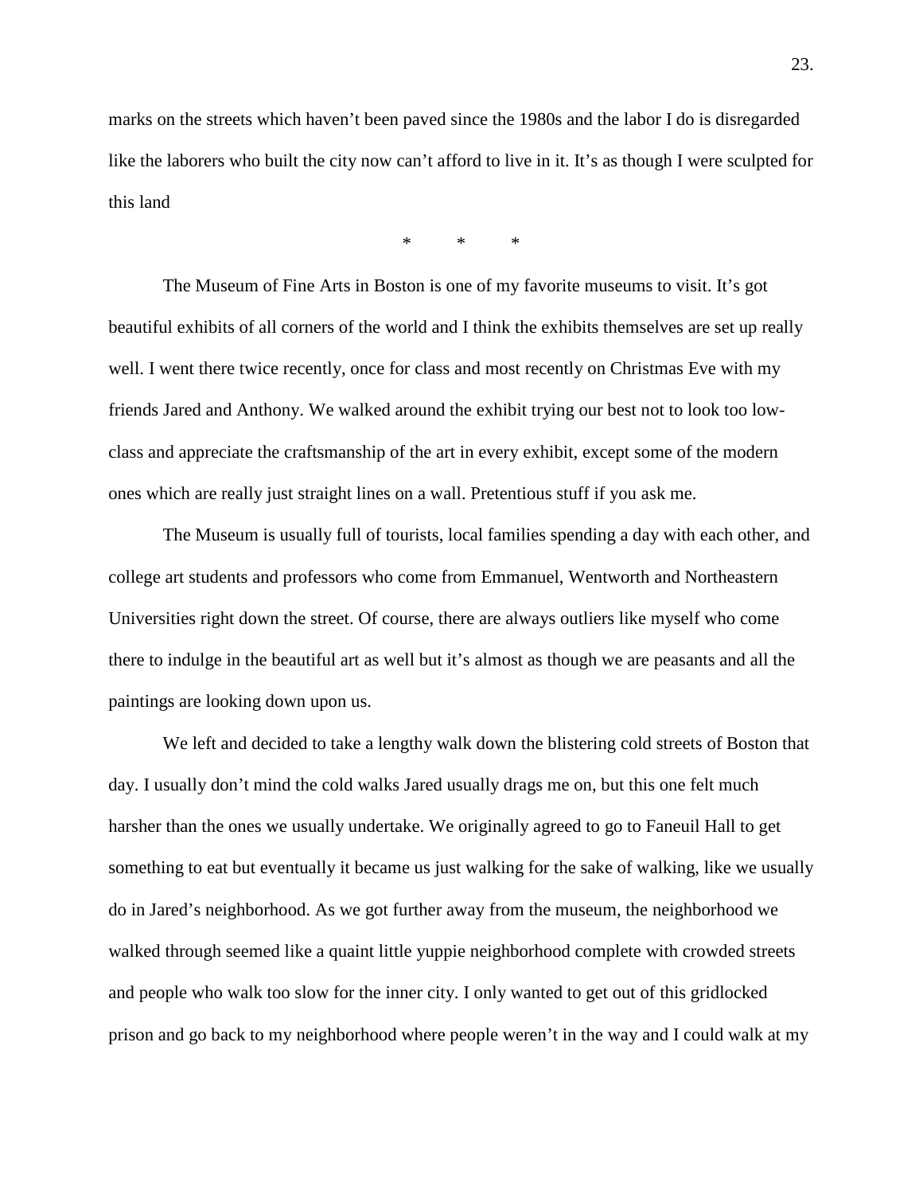marks on the streets which haven't been paved since the 1980s and the labor I do is disregarded like the laborers who built the city now can't afford to live in it. It's as though I were sculpted for this land

\* \* \*

The Museum of Fine Arts in Boston is one of my favorite museums to visit. It's got beautiful exhibits of all corners of the world and I think the exhibits themselves are set up really well. I went there twice recently, once for class and most recently on Christmas Eve with my friends Jared and Anthony. We walked around the exhibit trying our best not to look too low-class and appreciate the craftsmanship of the art in every exhibit, except some of the modern ones which are really just straight lines on a wall. Pretentious stuff if you ask me.

The Museum is usually full of tourists, local families spending a day with each other, and college art students and professors who come from Emmanuel, Wentworth and Northeastern Universities right down the street. Of course, there are always outliers like myself who come there to indulge in the beautiful art as well but it's almost as though we are peasants and all the paintings are looking down upon us.

We left and decided to take a lengthy walk down the blistering cold streets of Boston that day. I usually don't mind the cold walks Jared usually drags me on, but this one felt much harsher than the ones we usually undertake. We originally agreed to go to Faneuil Hall to get something to eat but eventually it became us just walking for the sake of walking, like we usually do in Jared's neighborhood. As we got further away from the museum, the neighborhood we walked through seemed like a quaint little yuppie neighborhood complete with crowded streets and people who walk too slow for the inner city. I only wanted to get out of this gridlocked prison and go back to my neighborhood where people weren't in the way and I could walk at my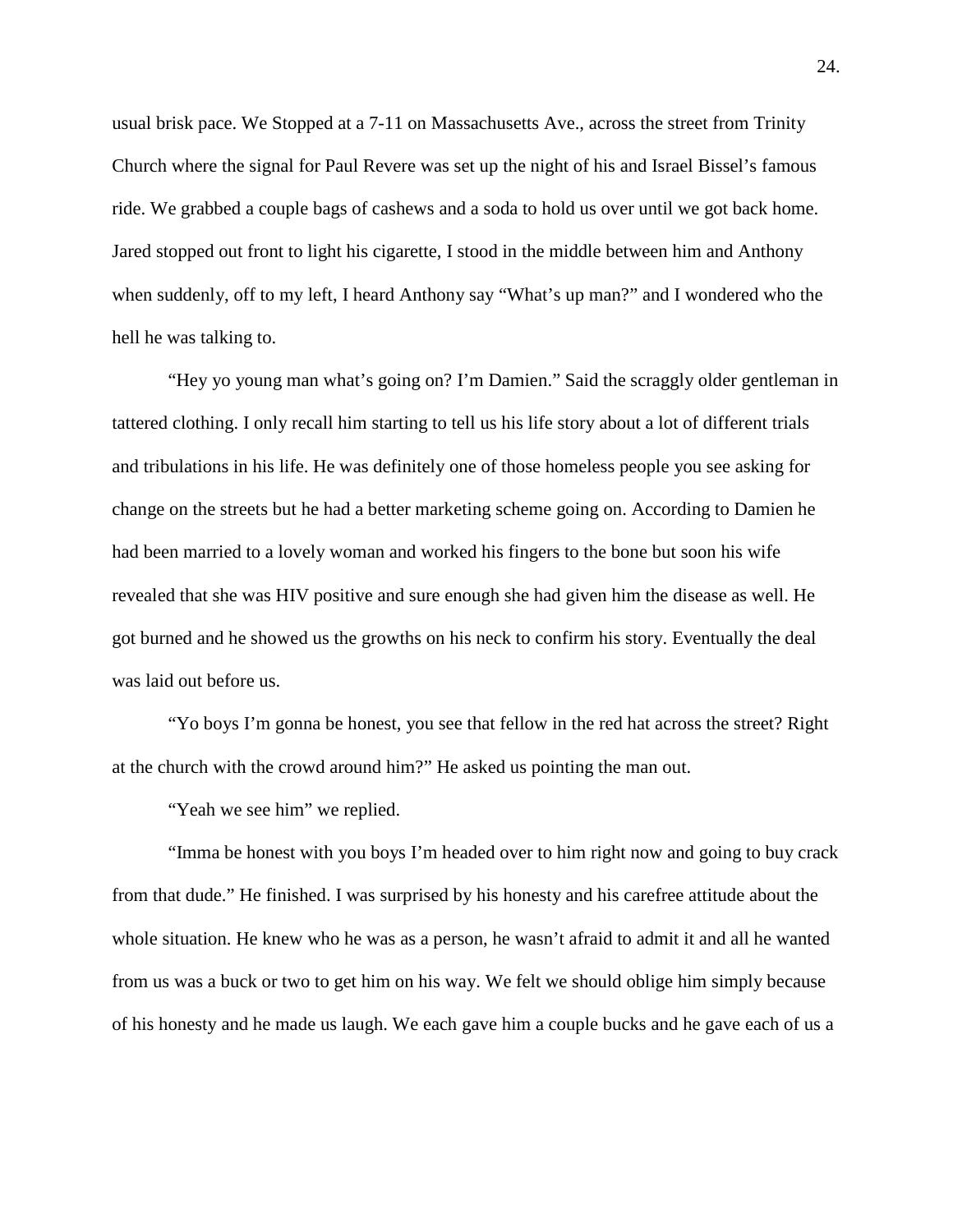usual brisk pace. We Stopped at a 7-11 on Massachusetts Ave., across the street from Trinity Church where the signal for Paul Revere was set up the night of his and Israel Bissel's famous ride. We grabbed a couple bags of cashews and a soda to hold us over until we got back home. Jared stopped out front to light his cigarette, I stood in the middle between him and Anthony when suddenly, off to my left, I heard Anthony say "What's up man?" and I wondered who the hell he was talking to.

"Hey yo young man what's going on? I'm Damien." Said the scraggly older gentleman in tattered clothing. I only recall him starting to tell us his life story about a lot of different trials and tribulations in his life. He was definitely one of those homeless people you see asking for change on the streets but he had a better marketing scheme going on. According to Damien he had been married to a lovely woman and worked his fingers to the bone but soon his wife revealed that she was HIV positive and sure enough she had given him the disease as well. He got burned and he showed us the growths on his neck to confirm his story. Eventually the deal was laid out before us.

"Yo boys I'm gonna be honest, you see that fellow in the red hat across the street? Right at the church with the crowd around him?" He asked us pointing the man out.

"Yeah we see him" we replied.

"Imma be honest with you boys I'm headed over to him right now and going to buy crack from that dude." He finished. I was surprised by his honesty and his carefree attitude about the whole situation. He knew who he was as a person, he wasn't afraid to admit it and all he wanted from us was a buck or two to get him on his way. We felt we should oblige him simply because of his honesty and he made us laugh. We each gave him a couple bucks and he gave each of us a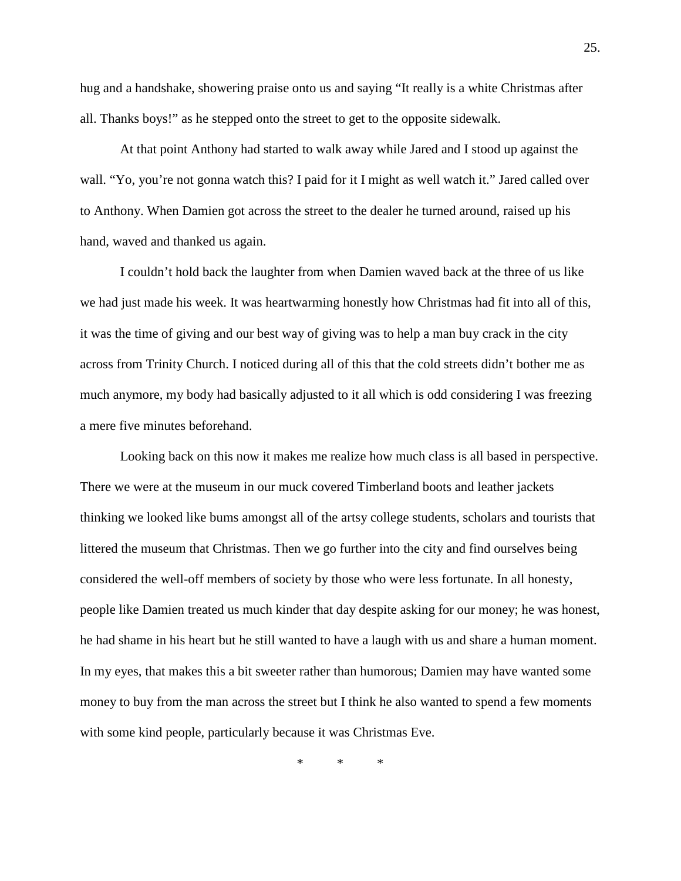hug and a handshake, showering praise onto us and saying "It really is a white Christmas after all. Thanks boys!" as he stepped onto the street to get to the opposite sidewalk.

At that point Anthony had started to walk away while Jared and I stood up against the wall. "Yo, you're not gonna watch this? I paid for it I might as well watch it." Jared called over to Anthony. When Damien got across the street to the dealer he turned around, raised up his hand, waved and thanked us again.

I couldn't hold back the laughter from when Damien waved back at the three of us like we had just made his week. It was heartwarming honestly how Christmas had fit into all of this, it was the time of giving and our best way of giving was to help a man buy crack in the city across from Trinity Church. I noticed during all of this that the cold streets didn't bother me as much anymore, my body had basically adjusted to it all which is odd considering I was freezing a mere five minutes beforehand.

Looking back on this now it makes me realize how much class is all based in perspective. There we were at the museum in our muck covered Timberland boots and leather jackets thinking we looked like bums amongst all of the artsy college students, scholars and tourists that littered the museum that Christmas. Then we go further into the city and find ourselves being considered the well-off members of society by those who were less fortunate. In all honesty, people like Damien treated us much kinder that day despite asking for our money; he was honest, he had shame in his heart but he still wanted to have a laugh with us and share a human moment. In my eyes, that makes this a bit sweeter rather than humorous; Damien may have wanted some money to buy from the man across the street but I think he also wanted to spend a few moments with some kind people, particularly because it was Christmas Eve.

\* \* \*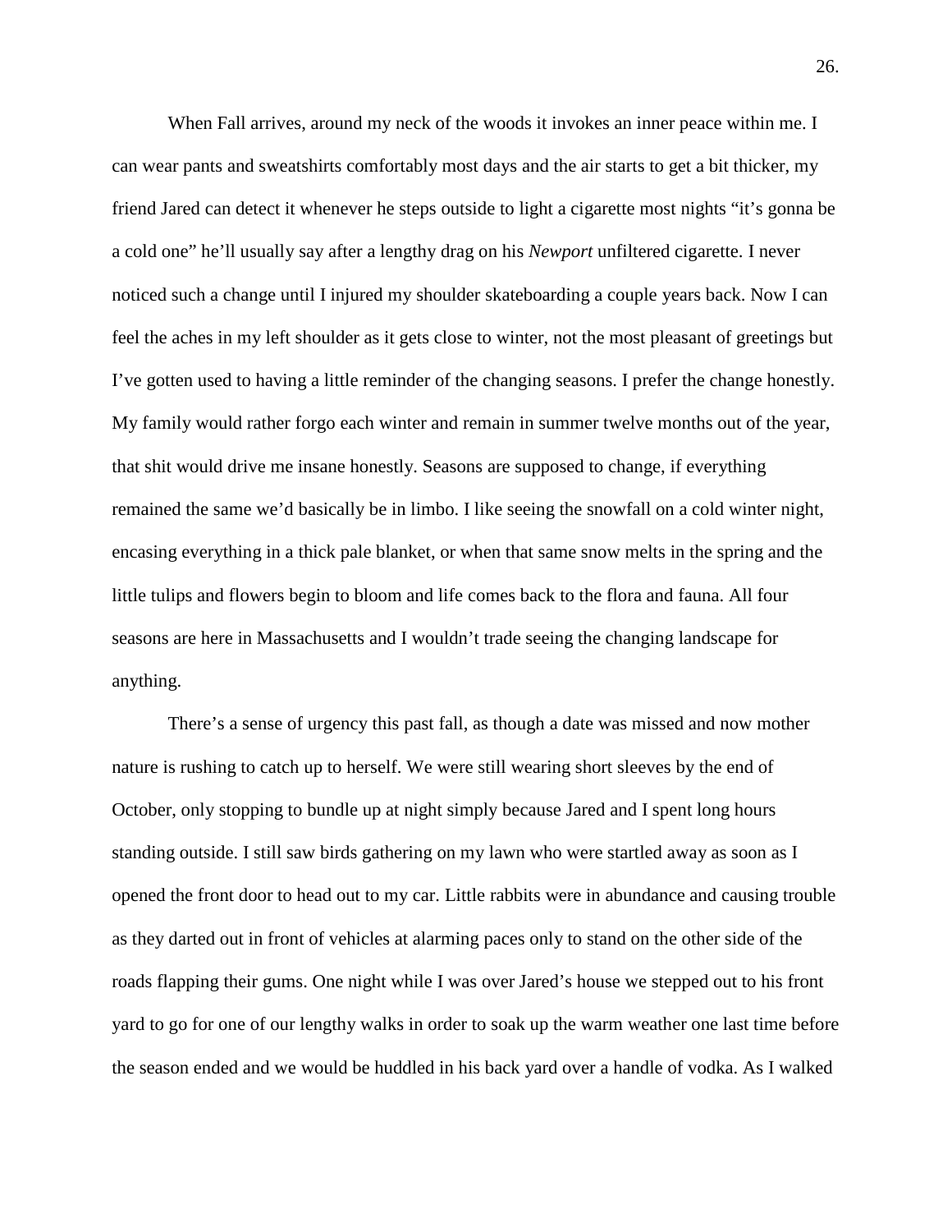When Fall arrives, around my neck of the woods it invokes an inner peace within me. I can wear pants and sweatshirts comfortably most days and the air starts to get a bit thicker, my friend Jared can detect it whenever he steps outside to light a cigarette most nights “it’s gonna be a cold one” he’ll usually say after a lengthy drag on his *Newport* unfiltered cigarette. I never noticed such a change until I injured my shoulder skateboarding a couple years back. Now I can feel the aches in my left shoulder as it gets close to winter, not the most pleasant of greetings but I’ve gotten used to having a little reminder of the changing seasons. I prefer the change honestly. My family would rather forgo each winter and remain in summer twelve months out of the year, that shit would drive me insane honestly. Seasons are supposed to change, if everything remained the same we’d basically be in limbo. I like seeing the snowfall on a cold winter night, encasing everything in a thick pale blanket, or when that same snow melts in the spring and the little tulips and flowers begin to bloom and life comes back to the flora and fauna. All four seasons are here in Massachusetts and I wouldn’t trade seeing the changing landscape for anything.

There’s a sense of urgency this past fall, as though a date was missed and now mother nature is rushing to catch up to herself. We were still wearing short sleeves by the end of October, only stopping to bundle up at night simply because Jared and I spent long hours standing outside. I still saw birds gathering on my lawn who were startled away as soon as I opened the front door to head out to my car. Little rabbits were in abundance and causing trouble as they darted out in front of vehicles at alarming paces only to stand on the other side of the roads flapping their gums. One night while I was over Jared’s house we stepped out to his front yard to go for one of our lengthy walks in order to soak up the warm weather one last time before the season ended and we would be huddled in his back yard over a handle of vodka. As I walked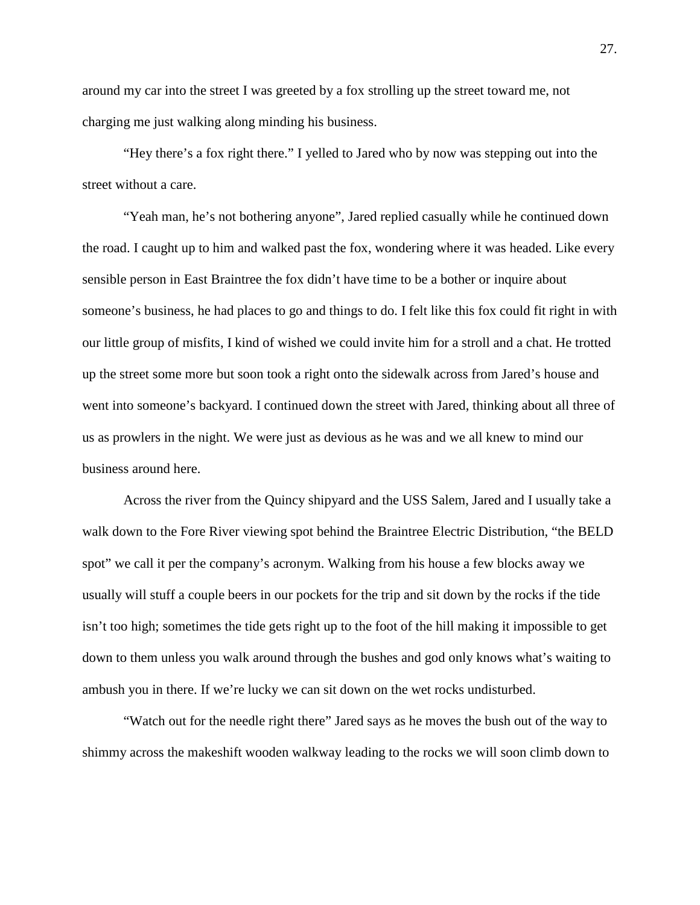around my car into the street I was greeted by a fox strolling up the street toward me, not charging me just walking along minding his business.

"Hey there's a fox right there." I yelled to Jared who by now was stepping out into the street without a care.

"Yeah man, he's not bothering anyone", Jared replied casually while he continued down the road. I caught up to him and walked past the fox, wondering where it was headed. Like every sensible person in East Braintree the fox didn't have time to be a bother or inquire about someone's business, he had places to go and things to do. I felt like this fox could fit right in with our little group of misfits, I kind of wished we could invite him for a stroll and a chat. He trotted up the street some more but soon took a right onto the sidewalk across from Jared's house and went into someone's backyard. I continued down the street with Jared, thinking about all three of us as prowlers in the night. We were just as devious as he was and we all knew to mind our business around here.

Across the river from the Quincy shipyard and the USS Salem, Jared and I usually take a walk down to the Fore River viewing spot behind the Braintree Electric Distribution, "the BELD spot" we call it per the company's acronym. Walking from his house a few blocks away we usually will stuff a couple beers in our pockets for the trip and sit down by the rocks if the tide isn't too high; sometimes the tide gets right up to the foot of the hill making it impossible to get down to them unless you walk around through the bushes and god only knows what's waiting to ambush you in there. If we're lucky we can sit down on the wet rocks undisturbed.

"Watch out for the needle right there" Jared says as he moves the bush out of the way to shimmy across the makeshift wooden walkway leading to the rocks we will soon climb down to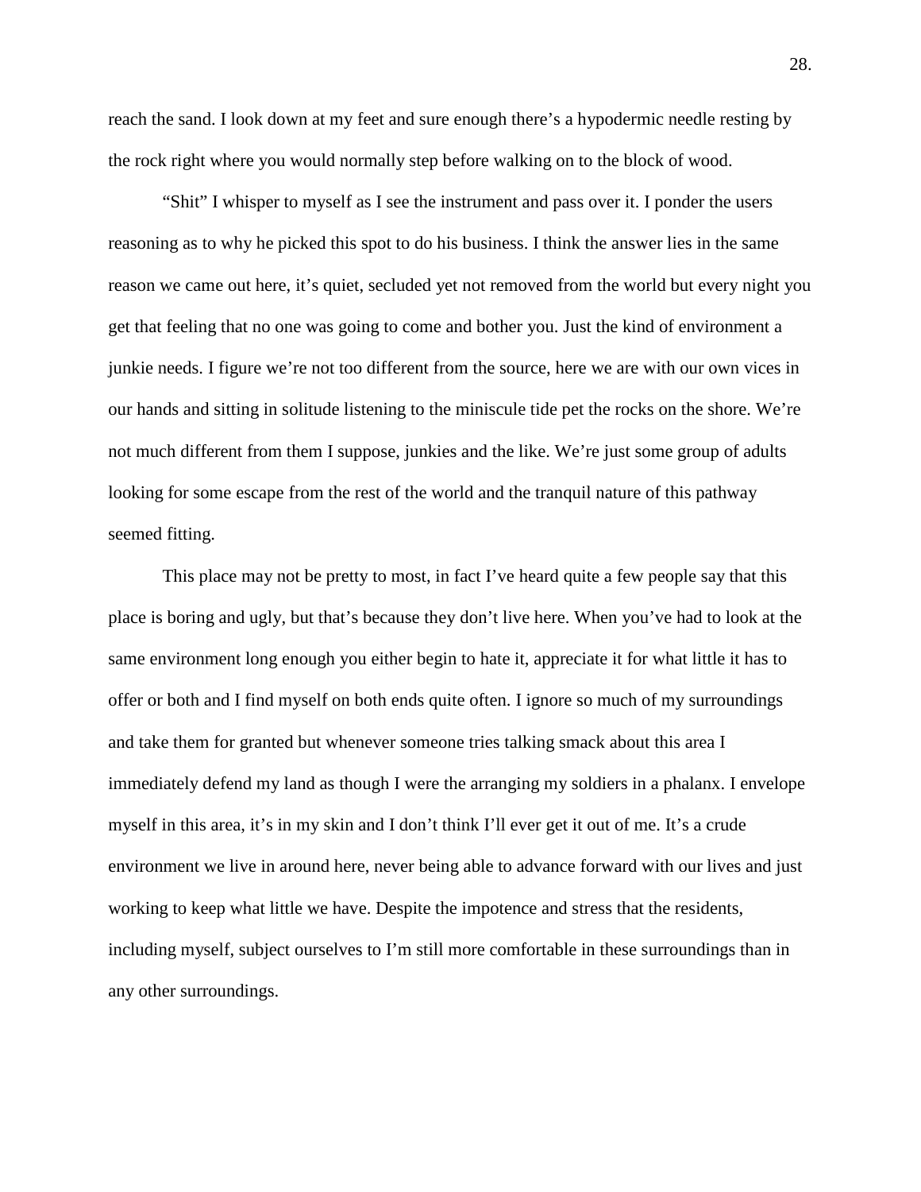reach the sand. I look down at my feet and sure enough there's a hypodermic needle resting by the rock right where you would normally step before walking on to the block of wood.

"Shit" I whisper to myself as I see the instrument and pass over it. I ponder the users reasoning as to why he picked this spot to do his business. I think the answer lies in the same reason we came out here, it's quiet, secluded yet not removed from the world but every night you get that feeling that no one was going to come and bother you. Just the kind of environment a junkie needs. I figure we're not too different from the source, here we are with our own vices in our hands and sitting in solitude listening to the miniscule tide pet the rocks on the shore. We're not much different from them I suppose, junkies and the like. We're just some group of adults looking for some escape from the rest of the world and the tranquil nature of this pathway seemed fitting.

This place may not be pretty to most, in fact I've heard quite a few people say that this place is boring and ugly, but that's because they don't live here. When you've had to look at the same environment long enough you either begin to hate it, appreciate it for what little it has to offer or both and I find myself on both ends quite often. I ignore so much of my surroundings and take them for granted but whenever someone tries talking smack about this area I immediately defend my land as though I were the arranging my soldiers in a phalanx. I envelope myself in this area, it's in my skin and I don't think I'll ever get it out of me. It's a crude environment we live in around here, never being able to advance forward with our lives and just working to keep what little we have. Despite the impotence and stress that the residents, including myself, subject ourselves to I'm still more comfortable in these surroundings than in any other surroundings.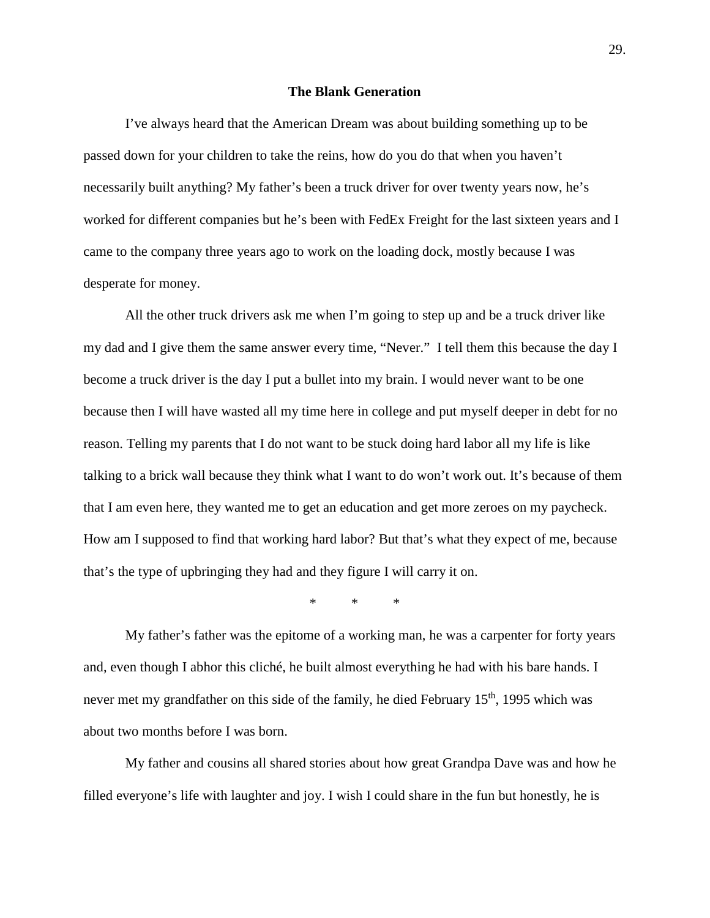# The Blank Generation

I've always heard that the American Dream was about building something up to be passed down for your children to take the reins, how do you do that when you haven't necessarily built anything? My father's been a truck driver for over twenty years now, he's worked for different companies but he's been with FedEx Freight for the last sixteen years and I came to the company three years ago to work on the loading dock, mostly because I was desperate for money.

All the other truck drivers ask me when I'm going to step up and be a truck driver like my dad and I give them the same answer every time, "Never." I tell them this because the day I become a truck driver is the day I put a bullet into my brain. I would never want to be one because then I will have wasted all my time here in college and put myself deeper in debt for no reason. Telling my parents that I do not want to be stuck doing hard labor all my life is like talking to a brick wall because they think what I want to do won't work out. It's because of them that I am even here, they wanted me to get an education and get more zeroes on my paycheck. How am I supposed to find that working hard labor? But that's what they expect of me, because that's the type of upbringing they had and they figure I will carry it on.

\* \* \*

My father's father was the epitome of a working man, he was a carpenter for forty years and, even though I abhor this cliché, he built almost everything he had with his bare hands. I never met my grandfather on this side of the family, he died February 15th, 1995 which was about two months before I was born.

My father and cousins all shared stories about how great Grandpa Dave was and how he filled everyone's life with laughter and joy. I wish I could share in the fun but honestly, he is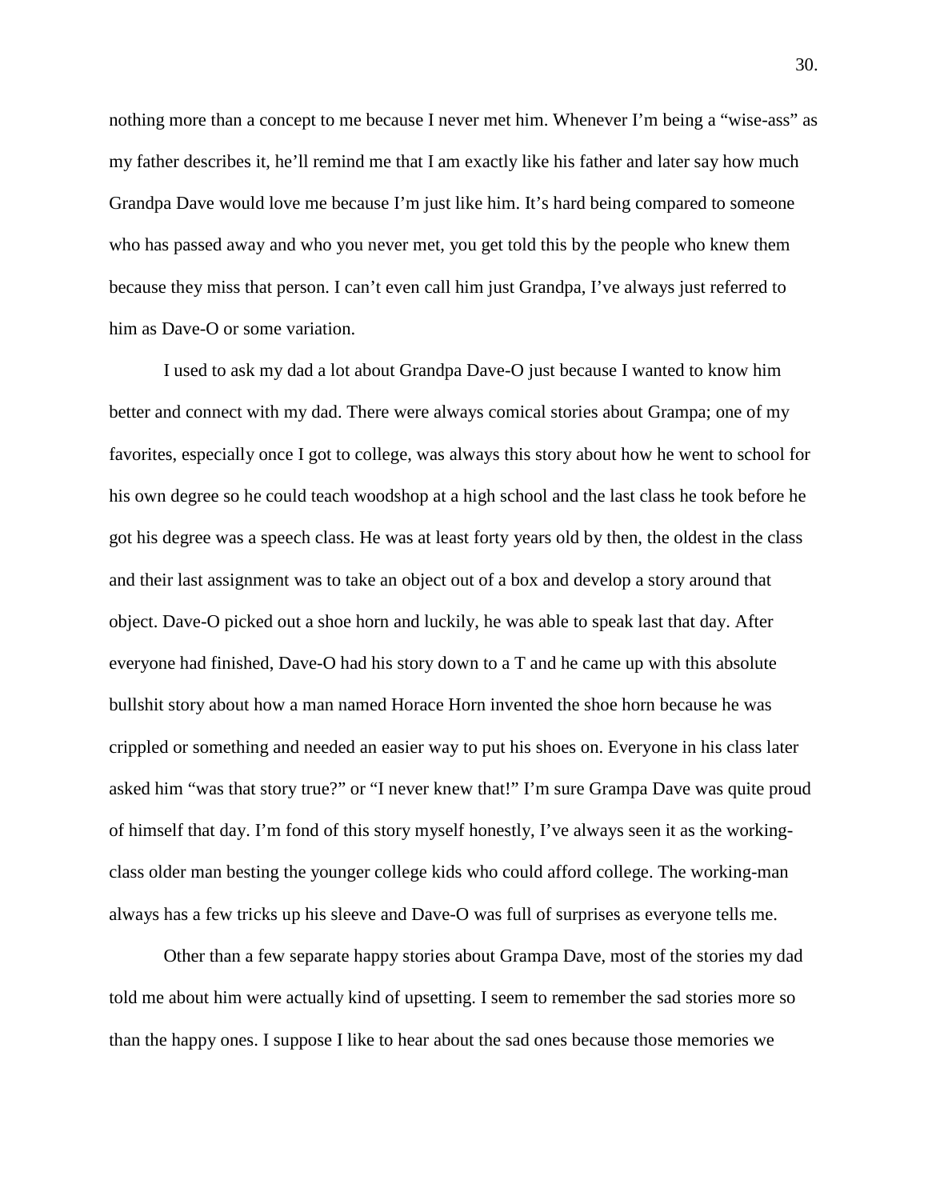nothing more than a concept to me because I never met him. Whenever I'm being a "wise-ass" as my father describes it, he'll remind me that I am exactly like his father and later say how much Grandpa Dave would love me because I'm just like him. It's hard being compared to someone who has passed away and who you never met, you get told this by the people who knew them because they miss that person. I can't even call him just Grandpa, I've always just referred to him as Dave-O or some variation.

I used to ask my dad a lot about Grandpa Dave-O just because I wanted to know him better and connect with my dad. There were always comical stories about Grampa; one of my favorites, especially once I got to college, was always this story about how he went to school for his own degree so he could teach woodshop at a high school and the last class he took before he got his degree was a speech class. He was at least forty years old by then, the oldest in the class and their last assignment was to take an object out of a box and develop a story around that object. Dave-O picked out a shoe horn and luckily, he was able to speak last that day. After everyone had finished, Dave-O had his story down to a T and he came up with this absolute bullshit story about how a man named Horace Horn invented the shoe horn because he was crippled or something and needed an easier way to put his shoes on. Everyone in his class later asked him "was that story true?" or "I never knew that!" I'm sure Grampa Dave was quite proud of himself that day. I'm fond of this story myself honestly, I've always seen it as the working-class older man besting the younger college kids who could afford college. The working-man always has a few tricks up his sleeve and Dave-O was full of surprises as everyone tells me.

Other than a few separate happy stories about Grampa Dave, most of the stories my dad told me about him were actually kind of upsetting. I seem to remember the sad stories more so than the happy ones. I suppose I like to hear about the sad ones because those memories we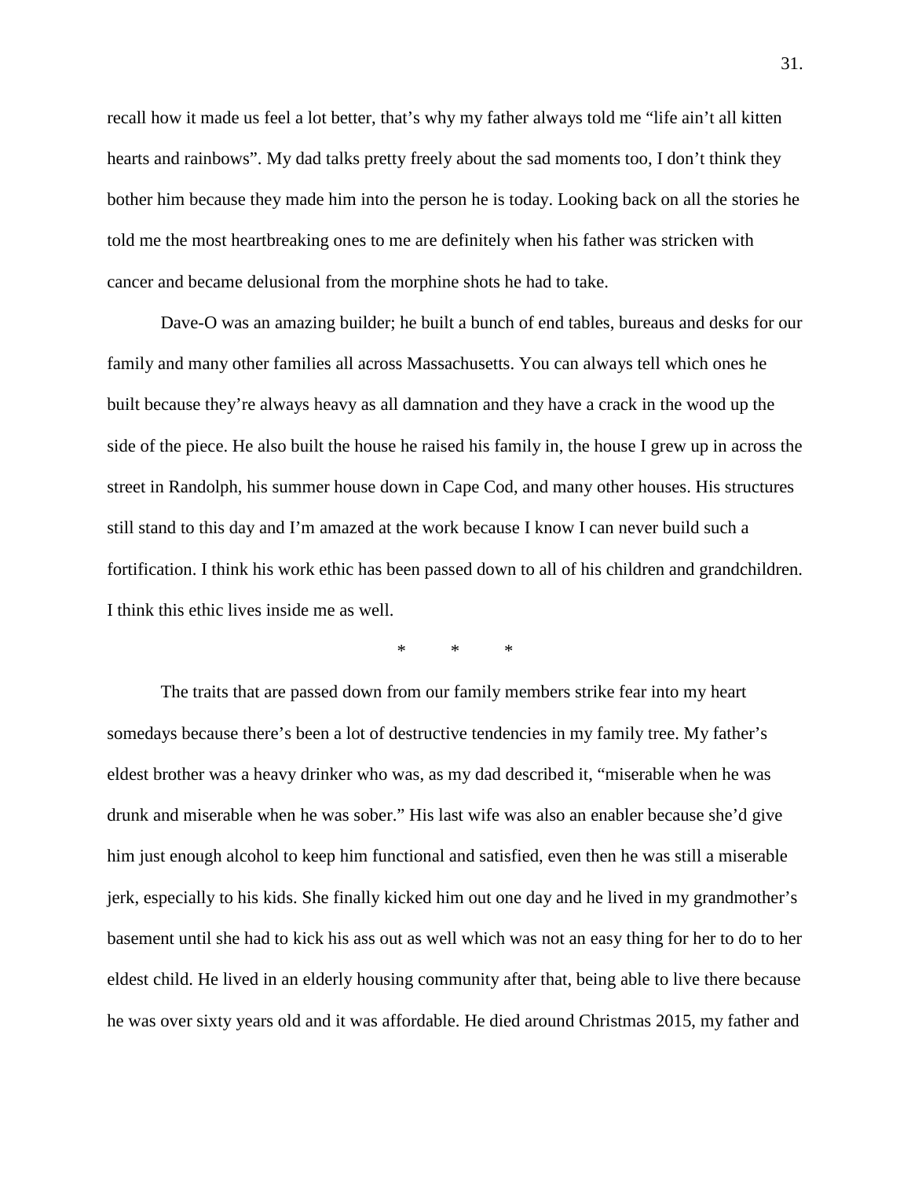recall how it made us feel a lot better, that's why my father always told me "life ain't all kitten hearts and rainbows". My dad talks pretty freely about the sad moments too, I don't think they bother him because they made him into the person he is today. Looking back on all the stories he told me the most heartbreaking ones to me are definitely when his father was stricken with cancer and became delusional from the morphine shots he had to take.

Dave-O was an amazing builder; he built a bunch of end tables, bureaus and desks for our family and many other families all across Massachusetts. You can always tell which ones he built because they're always heavy as all damnation and they have a crack in the wood up the side of the piece. He also built the house he raised his family in, the house I grew up in across the street in Randolph, his summer house down in Cape Cod, and many other houses. His structures still stand to this day and I'm amazed at the work because I know I can never build such a fortification. I think his work ethic has been passed down to all of his children and grandchildren. I think this ethic lives inside me as well.

\*   \*   \*

The traits that are passed down from our family members strike fear into my heart somedays because there's been a lot of destructive tendencies in my family tree. My father's eldest brother was a heavy drinker who was, as my dad described it, "miserable when he was drunk and miserable when he was sober." His last wife was also an enabler because she'd give him just enough alcohol to keep him functional and satisfied, even then he was still a miserable jerk, especially to his kids. She finally kicked him out one day and he lived in my grandmother's basement until she had to kick his ass out as well which was not an easy thing for her to do to her eldest child. He lived in an elderly housing community after that, being able to live there because he was over sixty years old and it was affordable. He died around Christmas 2015, my father and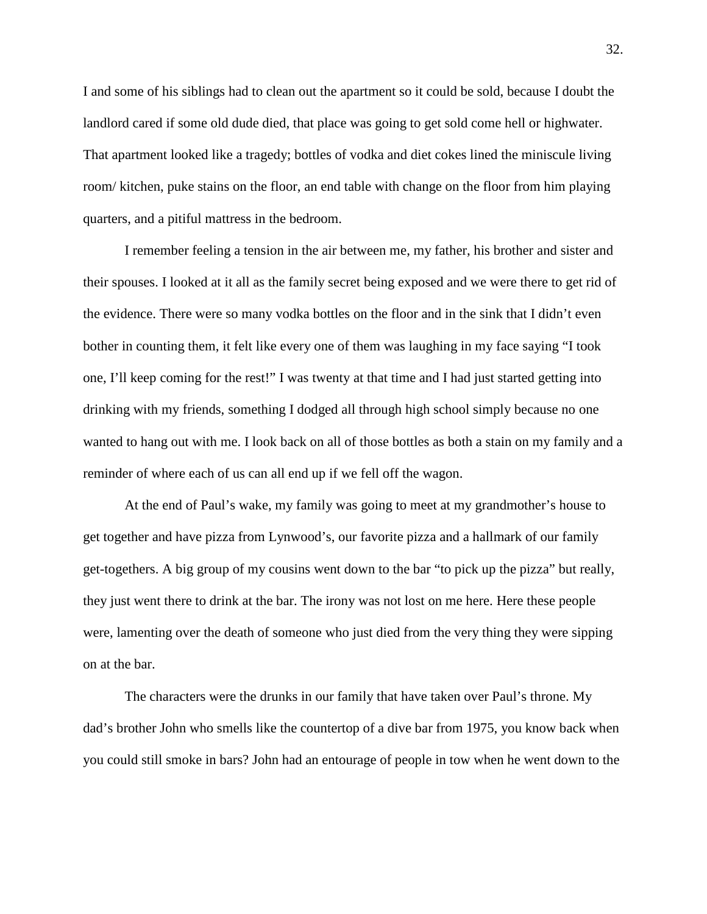I and some of his siblings had to clean out the apartment so it could be sold, because I doubt the landlord cared if some old dude died, that place was going to get sold come hell or highwater. That apartment looked like a tragedy; bottles of vodka and diet cokes lined the miniscule living room/ kitchen, puke stains on the floor, an end table with change on the floor from him playing quarters, and a pitiful mattress in the bedroom.

I remember feeling a tension in the air between me, my father, his brother and sister and their spouses. I looked at it all as the family secret being exposed and we were there to get rid of the evidence. There were so many vodka bottles on the floor and in the sink that I didn't even bother in counting them, it felt like every one of them was laughing in my face saying "I took one, I'll keep coming for the rest!" I was twenty at that time and I had just started getting into drinking with my friends, something I dodged all through high school simply because no one wanted to hang out with me. I look back on all of those bottles as both a stain on my family and a reminder of where each of us can all end up if we fell off the wagon.

At the end of Paul's wake, my family was going to meet at my grandmother's house to get together and have pizza from Lynwood's, our favorite pizza and a hallmark of our family get-togethers. A big group of my cousins went down to the bar "to pick up the pizza" but really, they just went there to drink at the bar. The irony was not lost on me here. Here these people were, lamenting over the death of someone who just died from the very thing they were sipping on at the bar.

The characters were the drunks in our family that have taken over Paul's throne. My dad's brother John who smells like the countertop of a dive bar from 1975, you know back when you could still smoke in bars? John had an entourage of people in tow when he went down to the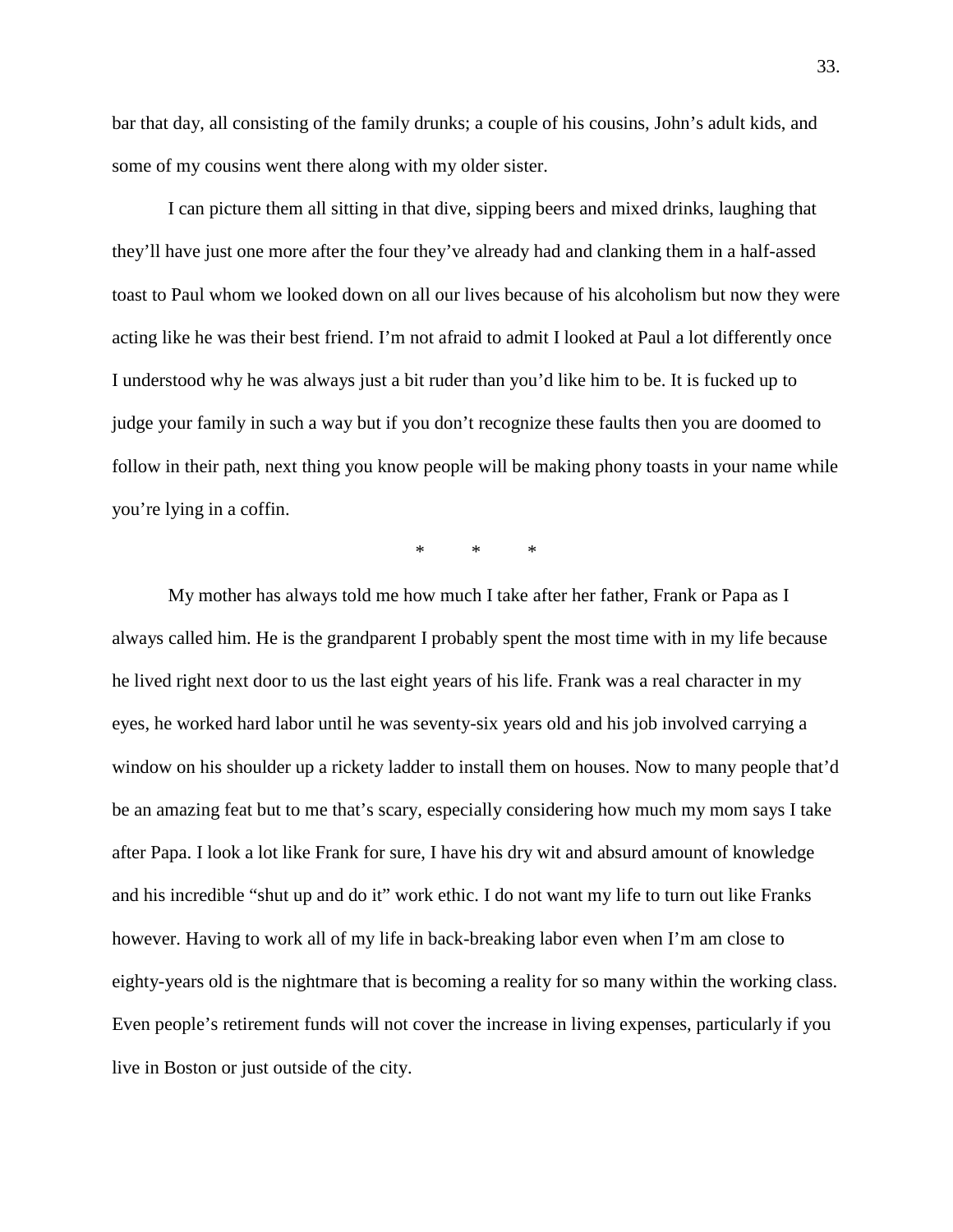bar that day, all consisting of the family drunks; a couple of his cousins, John's adult kids, and some of my cousins went there along with my older sister.

I can picture them all sitting in that dive, sipping beers and mixed drinks, laughing that they'll have just one more after the four they've already had and clanking them in a half-assed toast to Paul whom we looked down on all our lives because of his alcoholism but now they were acting like he was their best friend. I'm not afraid to admit I looked at Paul a lot differently once I understood why he was always just a bit ruder than you'd like him to be. It is fucked up to judge your family in such a way but if you don't recognize these faults then you are doomed to follow in their path, next thing you know people will be making phony toasts in your name while you're lying in a coffin.

\*  \*  \*

My mother has always told me how much I take after her father, Frank or Papa as I always called him. He is the grandparent I probably spent the most time with in my life because he lived right next door to us the last eight years of his life. Frank was a real character in my eyes, he worked hard labor until he was seventy-six years old and his job involved carrying a window on his shoulder up a rickety ladder to install them on houses. Now to many people that'd be an amazing feat but to me that's scary, especially considering how much my mom says I take after Papa. I look a lot like Frank for sure, I have his dry wit and absurd amount of knowledge and his incredible "shut up and do it" work ethic. I do not want my life to turn out like Franks however. Having to work all of my life in back-breaking labor even when I'm am close to eighty-years old is the nightmare that is becoming a reality for so many within the working class. Even people's retirement funds will not cover the increase in living expenses, particularly if you live in Boston or just outside of the city.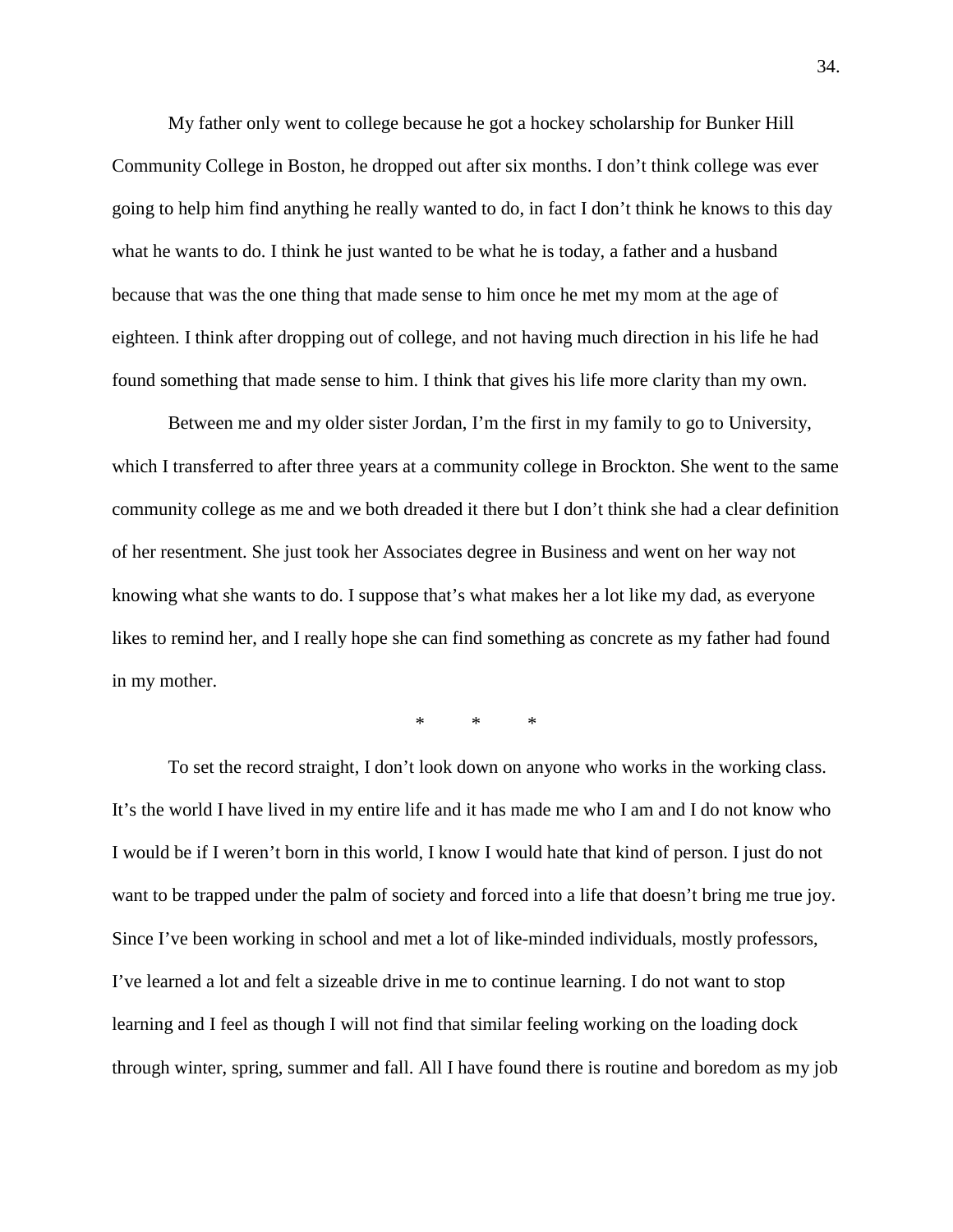My father only went to college because he got a hockey scholarship for Bunker Hill Community College in Boston, he dropped out after six months. I don't think college was ever going to help him find anything he really wanted to do, in fact I don't think he knows to this day what he wants to do. I think he just wanted to be what he is today, a father and a husband because that was the one thing that made sense to him once he met my mom at the age of eighteen. I think after dropping out of college, and not having much direction in his life he had found something that made sense to him. I think that gives his life more clarity than my own.

Between me and my older sister Jordan, I'm the first in my family to go to University, which I transferred to after three years at a community college in Brockton. She went to the same community college as me and we both dreaded it there but I don't think she had a clear definition of her resentment. She just took her Associates degree in Business and went on her way not knowing what she wants to do. I suppose that's what makes her a lot like my dad, as everyone likes to remind her, and I really hope she can find something as concrete as my father had found in my mother.

\* \* \*

To set the record straight, I don't look down on anyone who works in the working class. It's the world I have lived in my entire life and it has made me who I am and I do not know who I would be if I weren't born in this world, I know I would hate that kind of person. I just do not want to be trapped under the palm of society and forced into a life that doesn't bring me true joy. Since I've been working in school and met a lot of like-minded individuals, mostly professors, I've learned a lot and felt a sizeable drive in me to continue learning. I do not want to stop learning and I feel as though I will not find that similar feeling working on the loading dock through winter, spring, summer and fall. All I have found there is routine and boredom as my job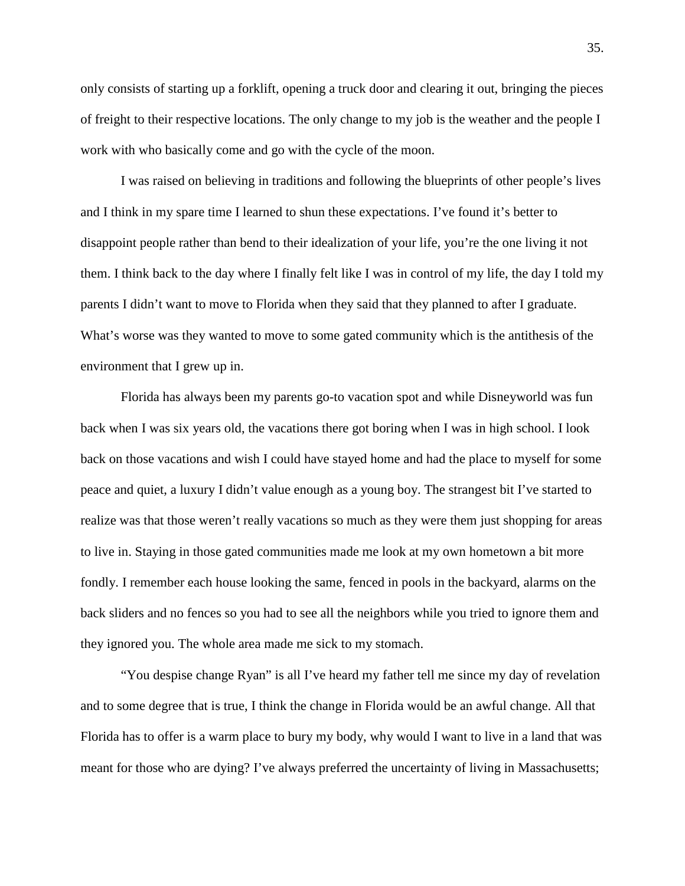only consists of starting up a forklift, opening a truck door and clearing it out, bringing the pieces of freight to their respective locations. The only change to my job is the weather and the people I work with who basically come and go with the cycle of the moon.

I was raised on believing in traditions and following the blueprints of other people's lives and I think in my spare time I learned to shun these expectations. I've found it's better to disappoint people rather than bend to their idealization of your life, you're the one living it not them. I think back to the day where I finally felt like I was in control of my life, the day I told my parents I didn't want to move to Florida when they said that they planned to after I graduate. What's worse was they wanted to move to some gated community which is the antithesis of the environment that I grew up in.

Florida has always been my parents go-to vacation spot and while Disneyworld was fun back when I was six years old, the vacations there got boring when I was in high school. I look back on those vacations and wish I could have stayed home and had the place to myself for some peace and quiet, a luxury I didn't value enough as a young boy. The strangest bit I've started to realize was that those weren't really vacations so much as they were them just shopping for areas to live in. Staying in those gated communities made me look at my own hometown a bit more fondly. I remember each house looking the same, fenced in pools in the backyard, alarms on the back sliders and no fences so you had to see all the neighbors while you tried to ignore them and they ignored you. The whole area made me sick to my stomach.

"You despise change Ryan" is all I've heard my father tell me since my day of revelation and to some degree that is true, I think the change in Florida would be an awful change. All that Florida has to offer is a warm place to bury my body, why would I want to live in a land that was meant for those who are dying? I've always preferred the uncertainty of living in Massachusetts;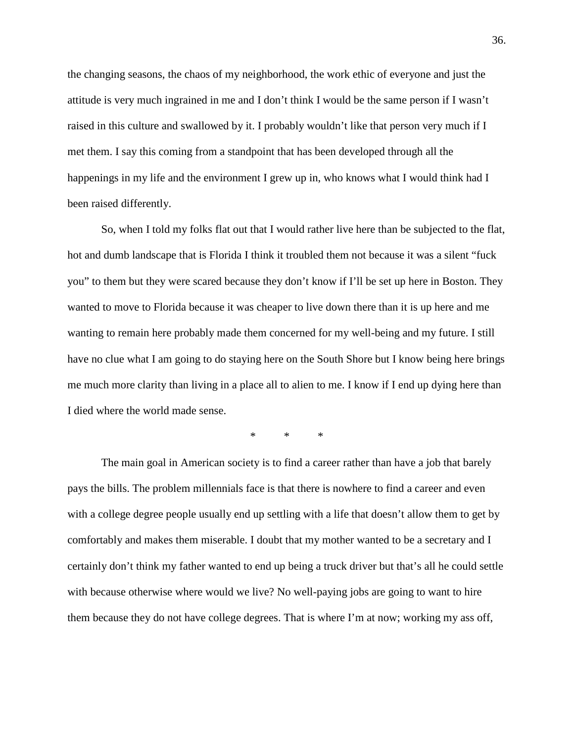the changing seasons, the chaos of my neighborhood, the work ethic of everyone and just the attitude is very much ingrained in me and I don't think I would be the same person if I wasn't raised in this culture and swallowed by it. I probably wouldn't like that person very much if I met them. I say this coming from a standpoint that has been developed through all the happenings in my life and the environment I grew up in, who knows what I would think had I been raised differently.

So, when I told my folks flat out that I would rather live here than be subjected to the flat, hot and dumb landscape that is Florida I think it troubled them not because it was a silent "fuck you" to them but they were scared because they don't know if I'll be set up here in Boston. They wanted to move to Florida because it was cheaper to live down there than it is up here and me wanting to remain here probably made them concerned for my well-being and my future. I still have no clue what I am going to do staying here on the South Shore but I know being here brings me much more clarity than living in a place all to alien to me. I know if I end up dying here than I died where the world made sense.

\* \* \*

The main goal in American society is to find a career rather than have a job that barely pays the bills. The problem millennials face is that there is nowhere to find a career and even with a college degree people usually end up settling with a life that doesn't allow them to get by comfortably and makes them miserable. I doubt that my mother wanted to be a secretary and I certainly don't think my father wanted to end up being a truck driver but that's all he could settle with because otherwise where would we live? No well-paying jobs are going to want to hire them because they do not have college degrees. That is where I'm at now; working my ass off,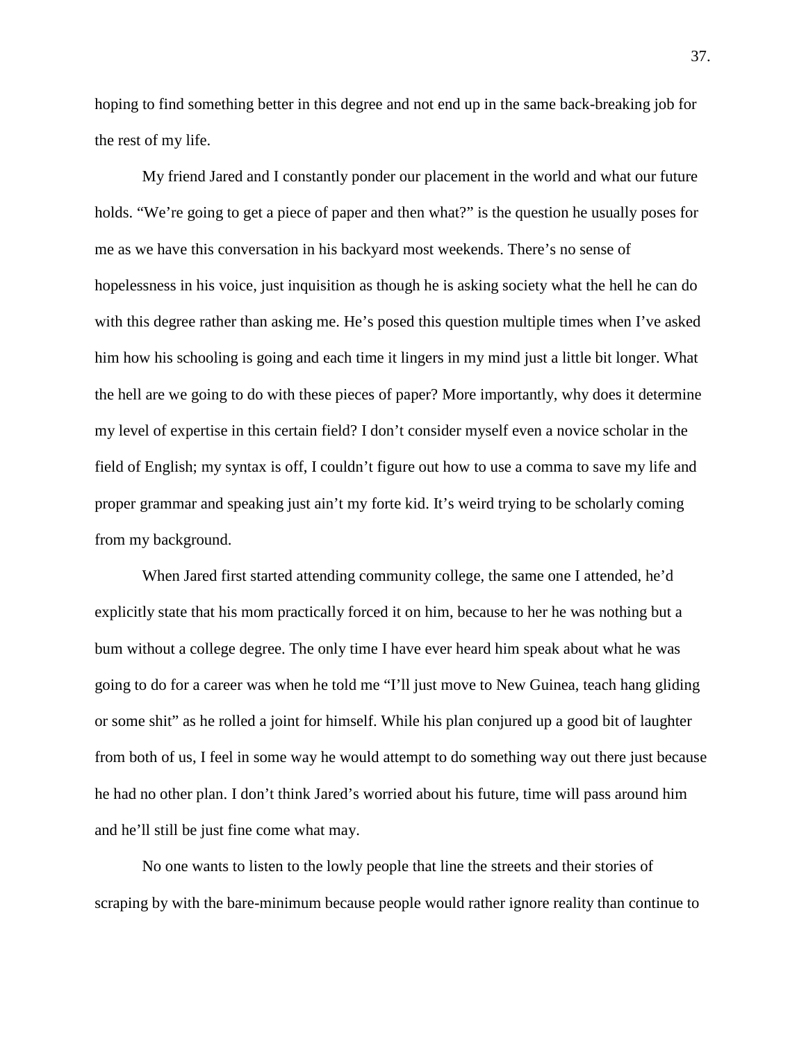hoping to find something better in this degree and not end up in the same back-breaking job for the rest of my life.

My friend Jared and I constantly ponder our placement in the world and what our future holds. "We're going to get a piece of paper and then what?" is the question he usually poses for me as we have this conversation in his backyard most weekends. There's no sense of hopelessness in his voice, just inquisition as though he is asking society what the hell he can do with this degree rather than asking me. He's posed this question multiple times when I've asked him how his schooling is going and each time it lingers in my mind just a little bit longer. What the hell are we going to do with these pieces of paper? More importantly, why does it determine my level of expertise in this certain field? I don't consider myself even a novice scholar in the field of English; my syntax is off, I couldn't figure out how to use a comma to save my life and proper grammar and speaking just ain't my forte kid. It's weird trying to be scholarly coming from my background.

When Jared first started attending community college, the same one I attended, he'd explicitly state that his mom practically forced it on him, because to her he was nothing but a bum without a college degree. The only time I have ever heard him speak about what he was going to do for a career was when he told me "I'll just move to New Guinea, teach hang gliding or some shit" as he rolled a joint for himself. While his plan conjured up a good bit of laughter from both of us, I feel in some way he would attempt to do something way out there just because he had no other plan. I don't think Jared's worried about his future, time will pass around him and he'll still be just fine come what may.

No one wants to listen to the lowly people that line the streets and their stories of scraping by with the bare-minimum because people would rather ignore reality than continue to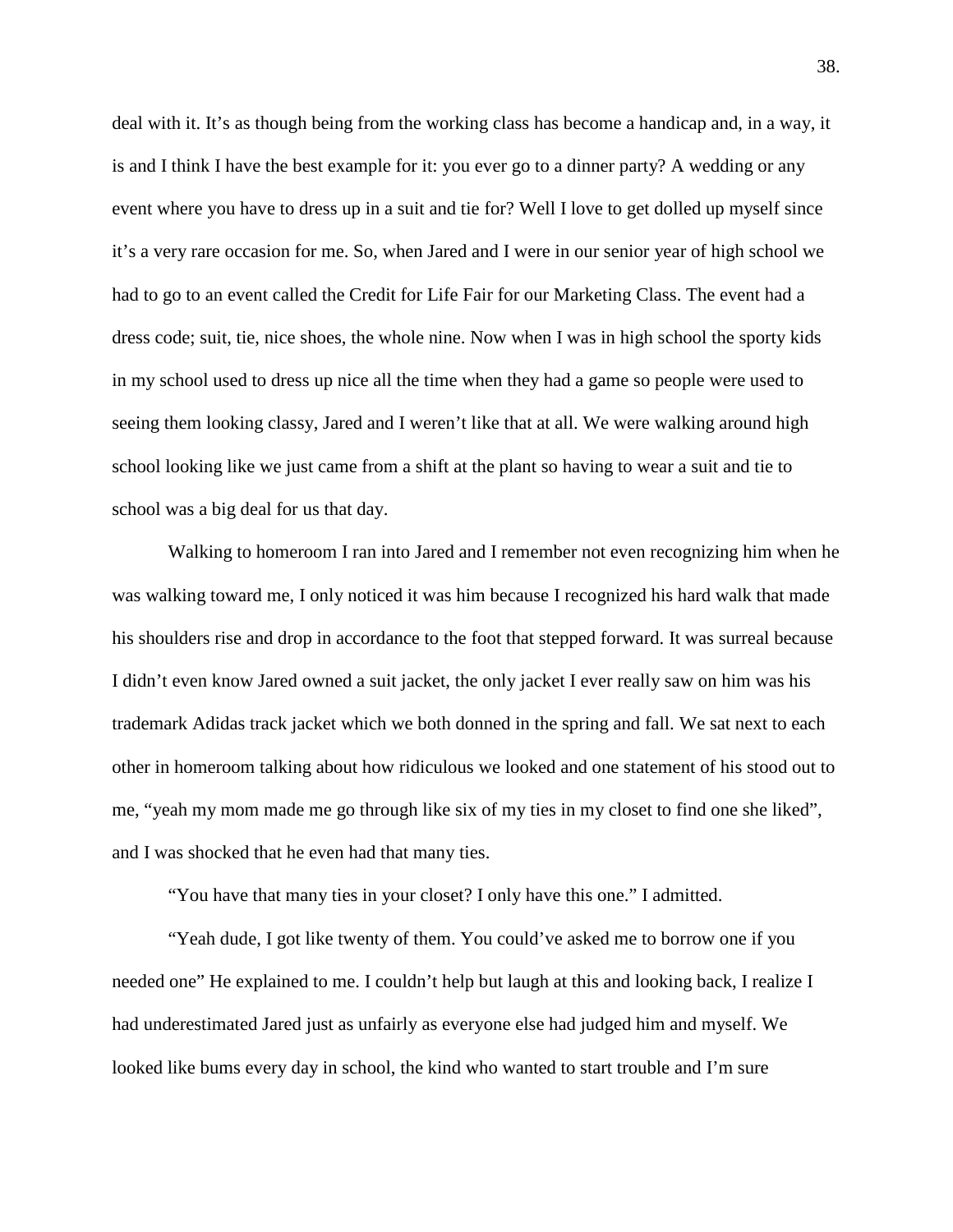deal with it. It's as though being from the working class has become a handicap and, in a way, it is and I think I have the best example for it: you ever go to a dinner party? A wedding or any event where you have to dress up in a suit and tie for? Well I love to get dolled up myself since it's a very rare occasion for me. So, when Jared and I were in our senior year of high school we had to go to an event called the Credit for Life Fair for our Marketing Class. The event had a dress code; suit, tie, nice shoes, the whole nine. Now when I was in high school the sporty kids in my school used to dress up nice all the time when they had a game so people were used to seeing them looking classy, Jared and I weren't like that at all. We were walking around high school looking like we just came from a shift at the plant so having to wear a suit and tie to school was a big deal for us that day.

Walking to homeroom I ran into Jared and I remember not even recognizing him when he was walking toward me, I only noticed it was him because I recognized his hard walk that made his shoulders rise and drop in accordance to the foot that stepped forward. It was surreal because I didn't even know Jared owned a suit jacket, the only jacket I ever really saw on him was his trademark Adidas track jacket which we both donned in the spring and fall. We sat next to each other in homeroom talking about how ridiculous we looked and one statement of his stood out to me, "yeah my mom made me go through like six of my ties in my closet to find one she liked", and I was shocked that he even had that many ties.

"You have that many ties in your closet? I only have this one." I admitted.

"Yeah dude, I got like twenty of them. You could've asked me to borrow one if you needed one" He explained to me. I couldn't help but laugh at this and looking back, I realize I had underestimated Jared just as unfairly as everyone else had judged him and myself. We looked like bums every day in school, the kind who wanted to start trouble and I'm sure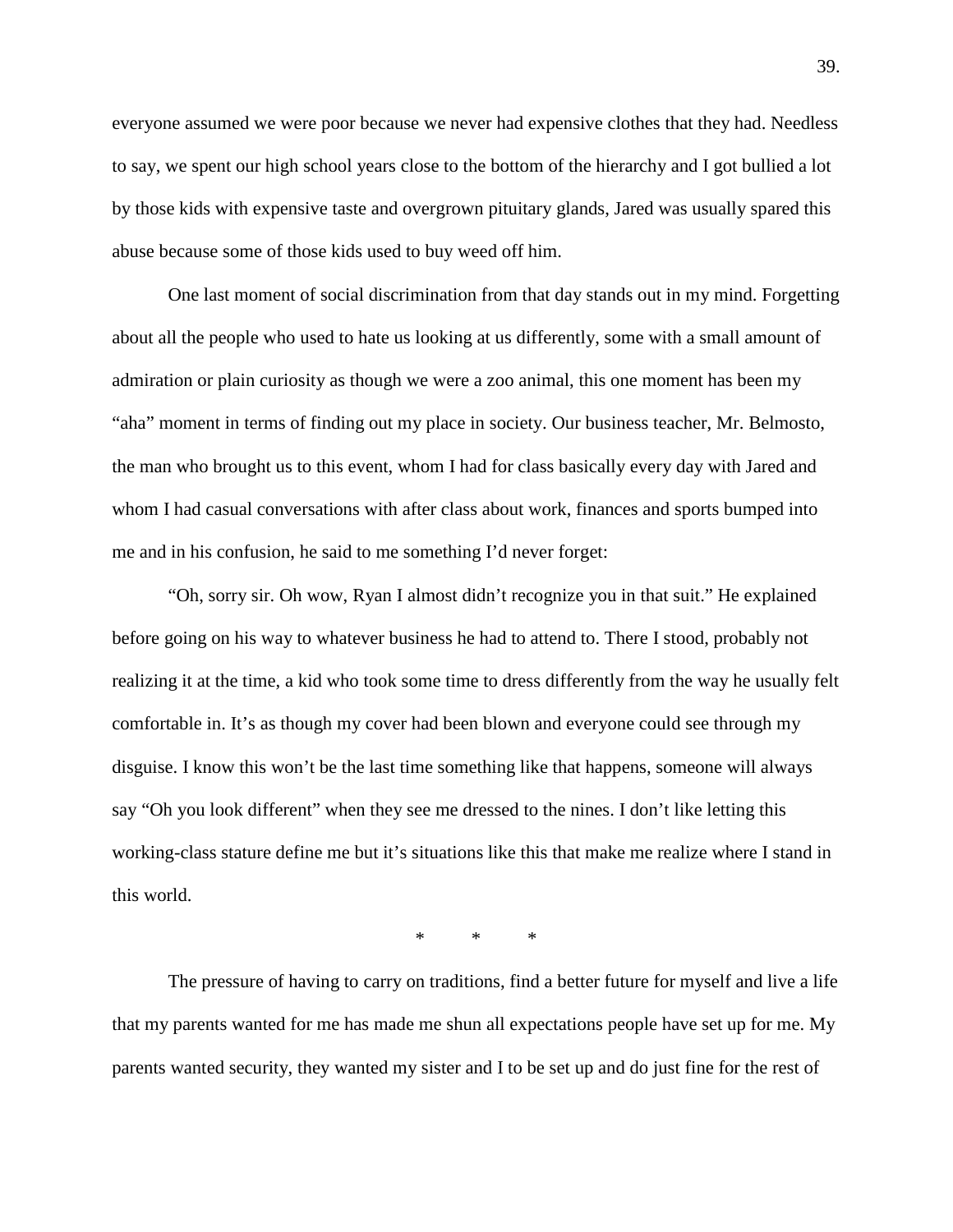everyone assumed we were poor because we never had expensive clothes that they had. Needless to say, we spent our high school years close to the bottom of the hierarchy and I got bullied a lot by those kids with expensive taste and overgrown pituitary glands, Jared was usually spared this abuse because some of those kids used to buy weed off him.

One last moment of social discrimination from that day stands out in my mind. Forgetting about all the people who used to hate us looking at us differently, some with a small amount of admiration or plain curiosity as though we were a zoo animal, this one moment has been my "aha" moment in terms of finding out my place in society. Our business teacher, Mr. Belmosto, the man who brought us to this event, whom I had for class basically every day with Jared and whom I had casual conversations with after class about work, finances and sports bumped into me and in his confusion, he said to me something I'd never forget:

"Oh, sorry sir. Oh wow, Ryan I almost didn't recognize you in that suit." He explained before going on his way to whatever business he had to attend to. There I stood, probably not realizing it at the time, a kid who took some time to dress differently from the way he usually felt comfortable in. It's as though my cover had been blown and everyone could see through my disguise. I know this won't be the last time something like that happens, someone will always say "Oh you look different" when they see me dressed to the nines. I don't like letting this working-class stature define me but it's situations like this that make me realize where I stand in this world.

\* \* \*

The pressure of having to carry on traditions, find a better future for myself and live a life that my parents wanted for me has made me shun all expectations people have set up for me. My parents wanted security, they wanted my sister and I to be set up and do just fine for the rest of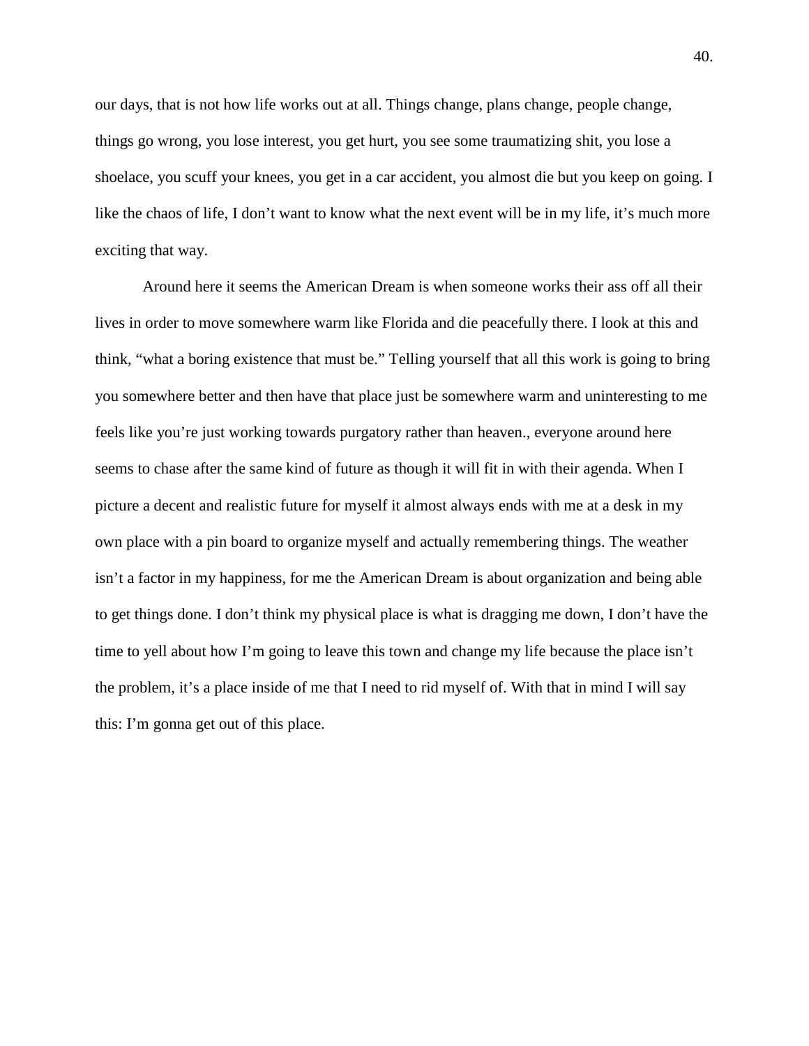our days, that is not how life works out at all. Things change, plans change, people change, things go wrong, you lose interest, you get hurt, you see some traumatizing shit, you lose a shoelace, you scuff your knees, you get in a car accident, you almost die but you keep on going. I like the chaos of life, I don't want to know what the next event will be in my life, it's much more exciting that way.

Around here it seems the American Dream is when someone works their ass off all their lives in order to move somewhere warm like Florida and die peacefully there. I look at this and think, "what a boring existence that must be." Telling yourself that all this work is going to bring you somewhere better and then have that place just be somewhere warm and uninteresting to me feels like you're just working towards purgatory rather than heaven., everyone around here seems to chase after the same kind of future as though it will fit in with their agenda. When I picture a decent and realistic future for myself it almost always ends with me at a desk in my own place with a pin board to organize myself and actually remembering things. The weather isn't a factor in my happiness, for me the American Dream is about organization and being able to get things done. I don't think my physical place is what is dragging me down, I don't have the time to yell about how I'm going to leave this town and change my life because the place isn't the problem, it's a place inside of me that I need to rid myself of. With that in mind I will say this: I'm gonna get out of this place.